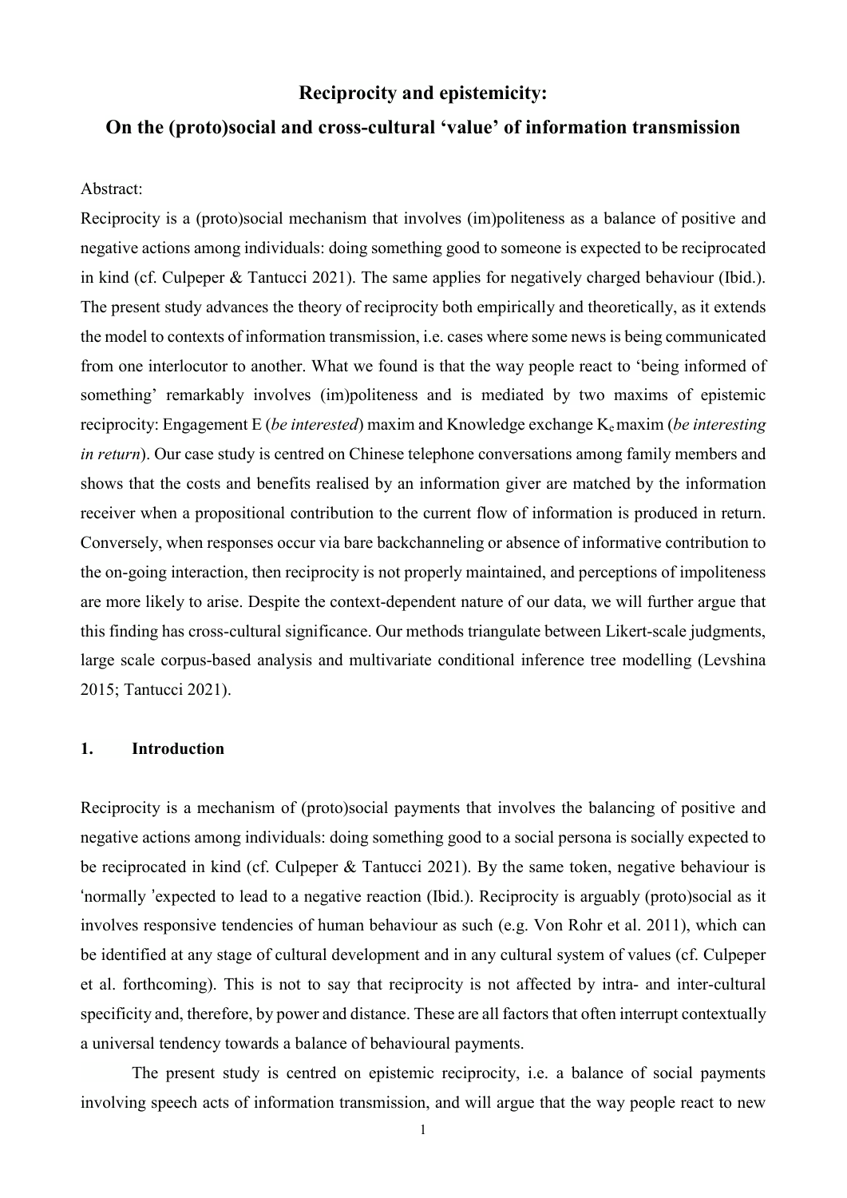# Reciprocity and epistemicity:
# On the (proto)social and cross-cultural 'value' of information transmission

Abstract:

Reciprocity is a (proto)social mechanism that involves (im)politeness as a balance of positive and negative actions among individuals: doing something good to someone is expected to be reciprocated in kind (cf. Culpeper & Tantucci 2021). The same applies for negatively charged behaviour (Ibid.). The present study advances the theory of reciprocity both empirically and theoretically, as it extends the model to contexts of information transmission, i.e. cases where some news is being communicated from one interlocutor to another. What we found is that the way people react to 'being informed of something' remarkably involves (im)politeness and is mediated by two maxims of epistemic reciprocity: Engagement E (*be interested*) maxim and Knowledge exchange $K_e$ maxim (*be interesting in return*). Our case study is centred on Chinese telephone conversations among family members and shows that the costs and benefits realised by an information giver are matched by the information receiver when a propositional contribution to the current flow of information is produced in return. Conversely, when responses occur via bare backchanneling or absence of informative contribution to the on-going interaction, then reciprocity is not properly maintained, and perceptions of impoliteness are more likely to arise. Despite the context-dependent nature of our data, we will further argue that this finding has cross-cultural significance. Our methods triangulate between Likert-scale judgments, large scale corpus-based analysis and multivariate conditional inference tree modelling (Levshina 2015; Tantucci 2021).

## 1. Introduction

Reciprocity is a mechanism of (proto)social payments that involves the balancing of positive and negative actions among individuals: doing something good to a social persona is socially expected to be reciprocated in kind (cf. Culpeper & Tantucci 2021). By the same token, negative behaviour is 'normally 'expected to lead to a negative reaction (Ibid.). Reciprocity is arguably (proto)social as it involves responsive tendencies of human behaviour as such (e.g. Von Rohr et al. 2011), which can be identified at any stage of cultural development and in any cultural system of values (cf. Culpeper et al. forthcoming). This is not to say that reciprocity is not affected by intra- and inter-cultural specificity and, therefore, by power and distance. These are all factors that often interrupt contextually a universal tendency towards a balance of behavioural payments.

The present study is centred on epistemic reciprocity, i.e. a balance of social payments involving speech acts of information transmission, and will argue that the way people react to new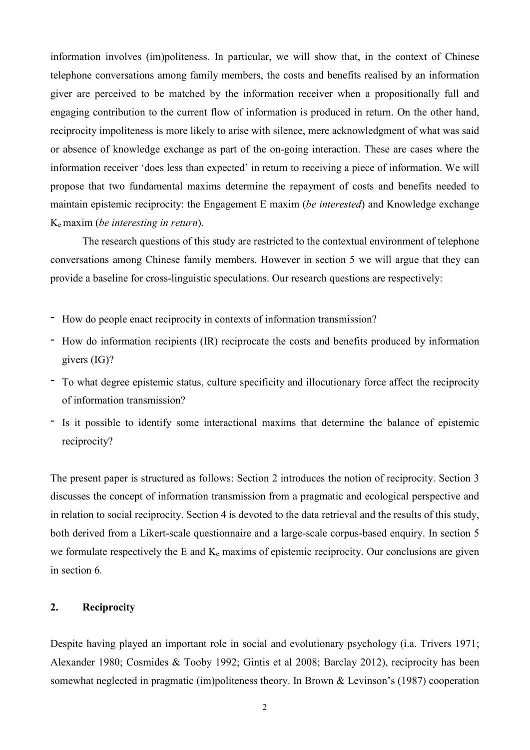information involves (im)politeness. In particular, we will show that, in the context of Chinese telephone conversations among family members, the costs and benefits realised by an information giver are perceived to be matched by the information receiver when a propositionally full and engaging contribution to the current flow of information is produced in return. On the other hand, reciprocity impoliteness is more likely to arise with silence, mere acknowledgment of what was said or absence of knowledge exchange as part of the on-going interaction. These are cases where the information receiver 'does less than expected' in return to receiving a piece of information. We will propose that two fundamental maxims determine the repayment of costs and benefits needed to maintain epistemic reciprocity: the Engagement E maxim (*be interested*) and Knowledge exchange $K_e$ maxim (*be interesting in return*).

The research questions of this study are restricted to the contextual environment of telephone conversations among Chinese family members. However in section 5 we will argue that they can provide a baseline for cross-linguistic speculations. Our research questions are respectively:

- How do people enact reciprocity in contexts of information transmission?
- How do information recipients (IR) reciprocate the costs and benefits produced by information givers (IG)?
- To what degree epistemic status, culture specificity and illocutionary force affect the reciprocity of information transmission?
- Is it possible to identify some interactional maxims that determine the balance of epistemic reciprocity?

The present paper is structured as follows: Section 2 introduces the notion of reciprocity. Section 3 discusses the concept of information transmission from a pragmatic and ecological perspective and in relation to social reciprocity. Section 4 is devoted to the data retrieval and the results of this study, both derived from a Likert-scale questionnaire and a large-scale corpus-based enquiry. In section 5 we formulate respectively the E and $K_e$ maxims of epistemic reciprocity. Our conclusions are given in section 6.

## 2. Reciprocity

Despite having played an important role in social and evolutionary psychology (i.a. Trivers 1971; Alexander 1980; Cosmides & Tooby 1992; Gintis et al 2008; Barclay 2012), reciprocity has been somewhat neglected in pragmatic (im)politeness theory. In Brown & Levinson's (1987) cooperation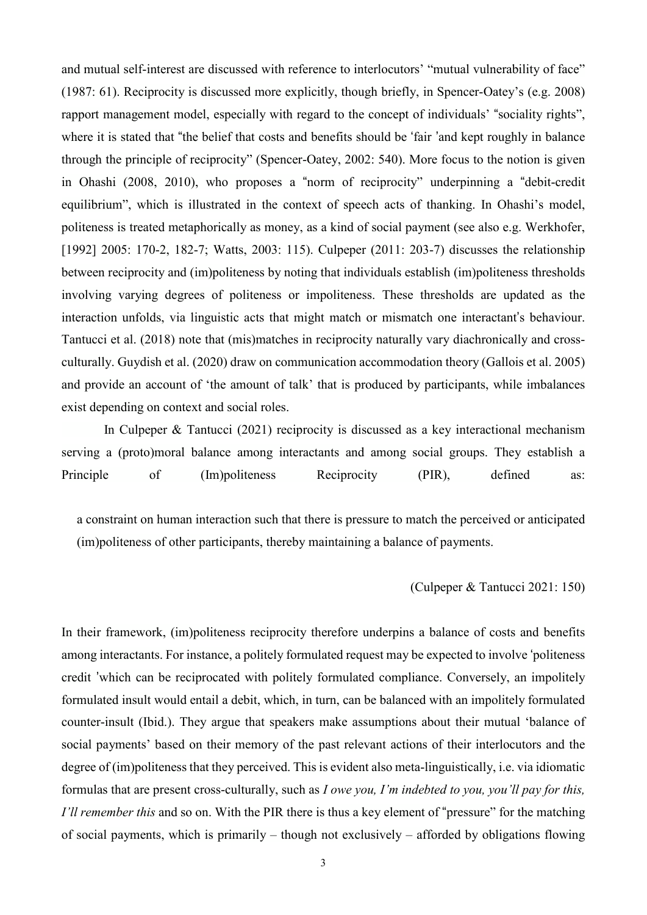and mutual self-interest are discussed with reference to interlocutors' "mutual vulnerability of face" (1987: 61). Reciprocity is discussed more explicitly, though briefly, in Spencer-Oatey's (e.g. 2008) rapport management model, especially with regard to the concept of individuals' "sociality rights", where it is stated that "the belief that costs and benefits should be 'fair 'and kept roughly in balance through the principle of reciprocity" (Spencer-Oatey, 2002: 540). More focus to the notion is given in Ohashi (2008, 2010), who proposes a "norm of reciprocity" underpinning a "debit-credit equilibrium", which is illustrated in the context of speech acts of thanking. In Ohashi's model, politeness is treated metaphorically as money, as a kind of social payment (see also e.g. Werkhofer, [1992] 2005: 170-2, 182-7; Watts, 2003: 115). Culpeper (2011: 203-7) discusses the relationship between reciprocity and (im)politeness by noting that individuals establish (im)politeness thresholds involving varying degrees of politeness or impoliteness. These thresholds are updated as the interaction unfolds, via linguistic acts that might match or mismatch one interactant's behaviour. Tantucci et al. (2018) note that (mis)matches in reciprocity naturally vary diachronically and cross-culturally. Guydish et al. (2020) draw on communication accommodation theory (Gallois et al. 2005) and provide an account of 'the amount of talk' that is produced by participants, while imbalances exist depending on context and social roles.

In Culpeper & Tantucci (2021) reciprocity is discussed as a key interactional mechanism serving a (proto)moral balance among interactants and among social groups. They establish a Principle of (Im)politeness Reciprocity (PIR), defined as:

> a constraint on human interaction such that there is pressure to match the perceived or anticipated (im)politeness of other participants, thereby maintaining a balance of payments.
>
> (Culpeper & Tantucci 2021: 150)

In their framework, (im)politeness reciprocity therefore underpins a balance of costs and benefits among interactants. For instance, a politely formulated request may be expected to involve 'politeness credit 'which can be reciprocated with politely formulated compliance. Conversely, an impolitely formulated insult would entail a debit, which, in turn, can be balanced with an impolitely formulated counter-insult (Ibid.). They argue that speakers make assumptions about their mutual 'balance of social payments' based on their memory of the past relevant actions of their interlocutors and the degree of (im)politeness that they perceived. This is evident also meta-linguistically, i.e. via idiomatic formulas that are present cross-culturally, such as *I owe you, I'm indebted to you, you'll pay for this, I'll remember this* and so on. With the PIR there is thus a key element of "pressure" for the matching of social payments, which is primarily – though not exclusively – afforded by obligations flowing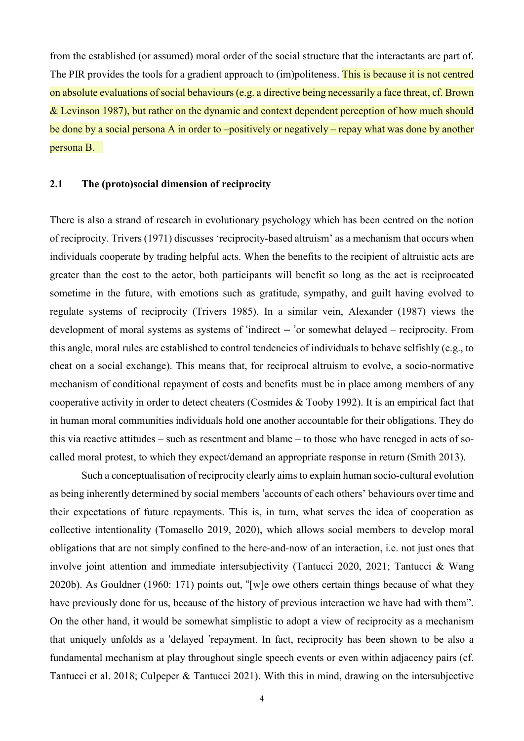from the established (or assumed) moral order of the social structure that the interactants are part of. The PIR provides the tools for a gradient approach to (im)politeness. This is because it is not centred on absolute evaluations of social behaviours (e.g. a directive being necessarily a face threat, cf. Brown & Levinson 1987), but rather on the dynamic and context dependent perception of how much should be done by a social persona A in order to –positively or negatively – repay what was done by another persona B.

## 2.1 The (proto)social dimension of reciprocity

There is also a strand of research in evolutionary psychology which has been centred on the notion of reciprocity. Trivers (1971) discusses 'reciprocity-based altruism' as a mechanism that occurs when individuals cooperate by trading helpful acts. When the benefits to the recipient of altruistic acts are greater than the cost to the actor, both participants will benefit so long as the act is reciprocated sometime in the future, with emotions such as gratitude, sympathy, and guilt having evolved to regulate systems of reciprocity (Trivers 1985). In a similar vein, Alexander (1987) views the development of moral systems as systems of 'indirect – 'or somewhat delayed – reciprocity. From this angle, moral rules are established to control tendencies of individuals to behave selfishly (e.g., to cheat on a social exchange). This means that, for reciprocal altruism to evolve, a socio-normative mechanism of conditional repayment of costs and benefits must be in place among members of any cooperative activity in order to detect cheaters (Cosmides & Tooby 1992). It is an empirical fact that in human moral communities individuals hold one another accountable for their obligations. They do this via reactive attitudes – such as resentment and blame – to those who have reneged in acts of so-called moral protest, to which they expect/demand an appropriate response in return (Smith 2013).

Such a conceptualisation of reciprocity clearly aims to explain human socio-cultural evolution as being inherently determined by social members 'accounts of each others' behaviours over time and their expectations of future repayments. This is, in turn, what serves the idea of cooperation as collective intentionality (Tomasello 2019, 2020), which allows social members to develop moral obligations that are not simply confined to the here-and-now of an interaction, i.e. not just ones that involve joint attention and immediate intersubjectivity (Tantucci 2020, 2021; Tantucci & Wang 2020b). As Gouldner (1960: 171) points out, "[w]e owe others certain things because of what they have previously done for us, because of the history of previous interaction we have had with them". On the other hand, it would be somewhat simplistic to adopt a view of reciprocity as a mechanism that uniquely unfolds as a 'delayed 'repayment. In fact, reciprocity has been shown to be also a fundamental mechanism at play throughout single speech events or even within adjacency pairs (cf. Tantucci et al. 2018; Culpeper & Tantucci 2021). With this in mind, drawing on the intersubjective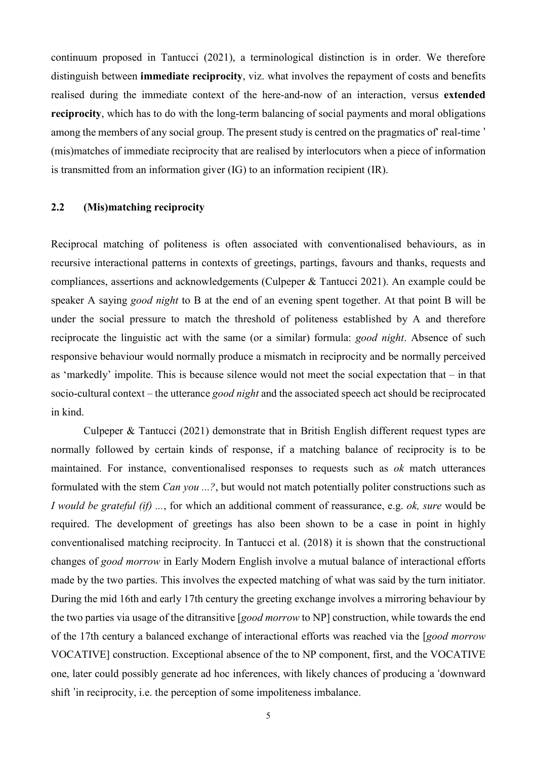continuum proposed in Tantucci (2021), a terminological distinction is in order. We therefore distinguish between **immediate reciprocity**, viz. what involves the repayment of costs and benefits realised during the immediate context of the here-and-now of an interaction, versus **extended reciprocity**, which has to do with the long-term balancing of social payments and moral obligations among the members of any social group. The present study is centred on the pragmatics of' real-time ' (mis)matches of immediate reciprocity that are realised by interlocutors when a piece of information is transmitted from an information giver (IG) to an information recipient (IR).

## 2.2 (Mis)matching reciprocity

Reciprocal matching of politeness is often associated with conventionalised behaviours, as in recursive interactional patterns in contexts of greetings, partings, favours and thanks, requests and compliances, assertions and acknowledgements (Culpeper & Tantucci 2021). An example could be speaker A saying *good night* to B at the end of an evening spent together. At that point B will be under the social pressure to match the threshold of politeness established by A and therefore reciprocate the linguistic act with the same (or a similar) formula: *good night*. Absence of such responsive behaviour would normally produce a mismatch in reciprocity and be normally perceived as 'markedly' impolite. This is because silence would not meet the social expectation that – in that socio-cultural context – the utterance *good night* and the associated speech act should be reciprocated in kind.

Culpeper & Tantucci (2021) demonstrate that in British English different request types are normally followed by certain kinds of response, if a matching balance of reciprocity is to be maintained. For instance, conventionalised responses to requests such as *ok* match utterances formulated with the stem *Can you ...?*, but would not match potentially politer constructions such as *I would be grateful (if) ...*, for which an additional comment of reassurance, e.g. *ok, sure* would be required. The development of greetings has also been shown to be a case in point in highly conventionalised matching reciprocity. In Tantucci et al. (2018) it is shown that the constructional changes of *good morrow* in Early Modern English involve a mutual balance of interactional efforts made by the two parties. This involves the expected matching of what was said by the turn initiator. During the mid 16th and early 17th century the greeting exchange involves a mirroring behaviour by the two parties via usage of the ditransitive [*good morrow* to NP] construction, while towards the end of the 17th century a balanced exchange of interactional efforts was reached via the [*good morrow* VOCATIVE] construction. Exceptional absence of the to NP component, first, and the VOCATIVE one, later could possibly generate ad hoc inferences, with likely chances of producing a 'downward shift 'in reciprocity, i.e. the perception of some impoliteness imbalance.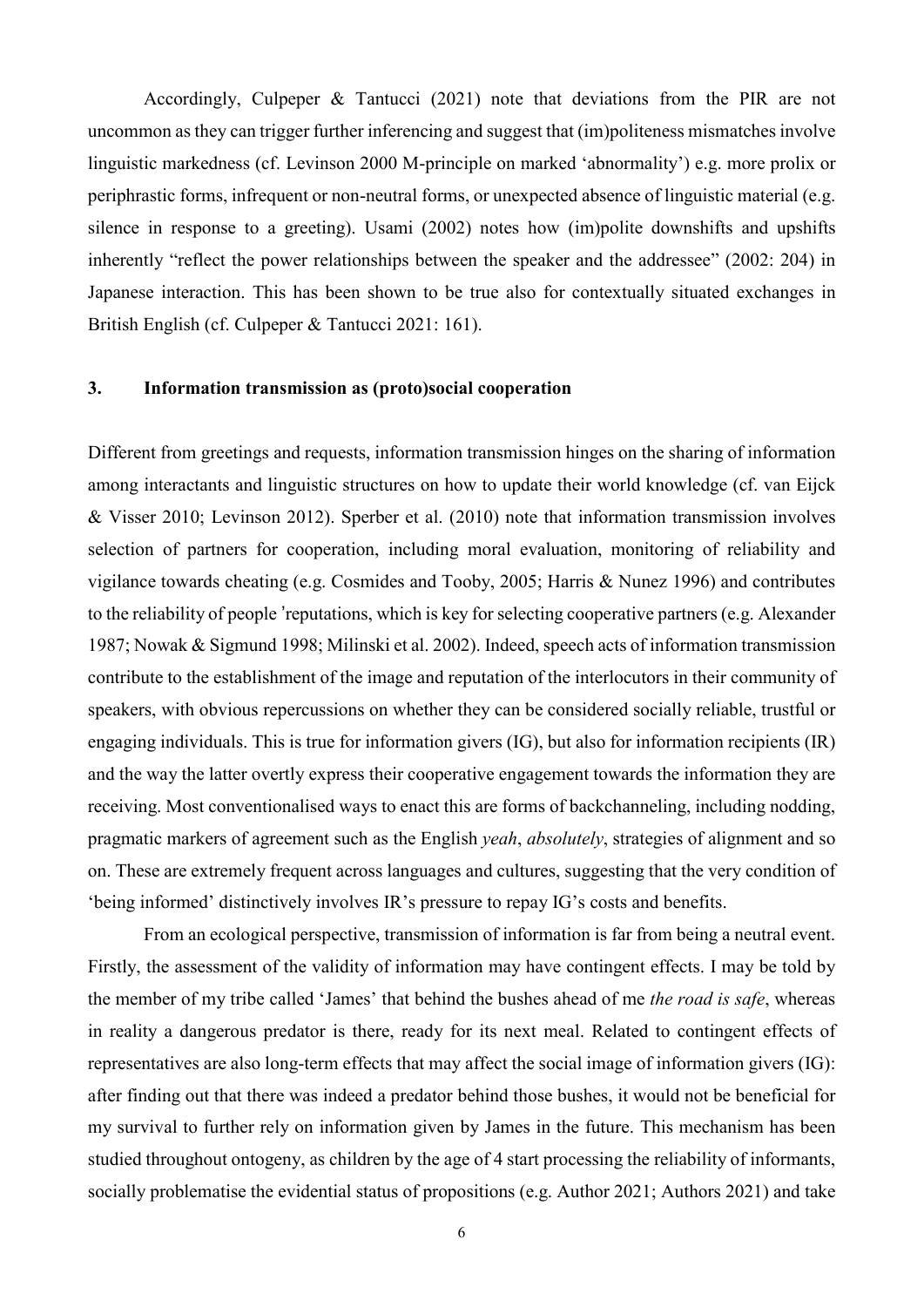Accordingly, Culpeper & Tantucci (2021) note that deviations from the PIR are not uncommon as they can trigger further inferencing and suggest that (im)politeness mismatches involve linguistic markedness (cf. Levinson 2000 M-principle on marked 'abnormality') e.g. more prolix or periphrastic forms, infrequent or non-neutral forms, or unexpected absence of linguistic material (e.g. silence in response to a greeting). Usami (2002) notes how (im)polite downshifts and upshifts inherently "reflect the power relationships between the speaker and the addressee" (2002: 204) in Japanese interaction. This has been shown to be true also for contextually situated exchanges in British English (cf. Culpeper & Tantucci 2021: 161).

## 3. Information transmission as (proto)social cooperation

Different from greetings and requests, information transmission hinges on the sharing of information among interactants and linguistic structures on how to update their world knowledge (cf. van Eijck & Visser 2010; Levinson 2012). Sperber et al. (2010) note that information transmission involves selection of partners for cooperation, including moral evaluation, monitoring of reliability and vigilance towards cheating (e.g. Cosmides and Tooby, 2005; Harris & Nunez 1996) and contributes to the reliability of people 'reputations, which is key for selecting cooperative partners (e.g. Alexander 1987; Nowak & Sigmund 1998; Milinski et al. 2002). Indeed, speech acts of information transmission contribute to the establishment of the image and reputation of the interlocutors in their community of speakers, with obvious repercussions on whether they can be considered socially reliable, trustful or engaging individuals. This is true for information givers (IG), but also for information recipients (IR) and the way the latter overtly express their cooperative engagement towards the information they are receiving. Most conventionalised ways to enact this are forms of backchanneling, including nodding, pragmatic markers of agreement such as the English *yeah*, *absolutely*, strategies of alignment and so on. These are extremely frequent across languages and cultures, suggesting that the very condition of 'being informed' distinctively involves IR's pressure to repay IG's costs and benefits.

From an ecological perspective, transmission of information is far from being a neutral event. Firstly, the assessment of the validity of information may have contingent effects. I may be told by the member of my tribe called 'James' that behind the bushes ahead of me *the road is safe*, whereas in reality a dangerous predator is there, ready for its next meal. Related to contingent effects of representatives are also long-term effects that may affect the social image of information givers (IG): after finding out that there was indeed a predator behind those bushes, it would not be beneficial for my survival to further rely on information given by James in the future. This mechanism has been studied throughout ontogeny, as children by the age of 4 start processing the reliability of informants, socially problematise the evidential status of propositions (e.g. Author 2021; Authors 2021) and take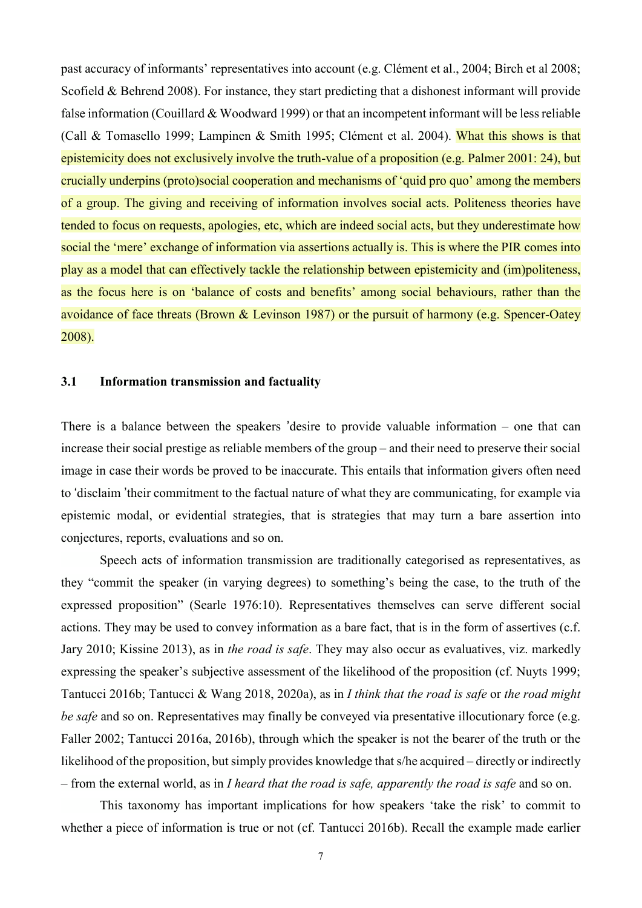past accuracy of informants' representatives into account (e.g. Clément et al., 2004; Birch et al 2008; Scofield & Behrend 2008). For instance, they start predicting that a dishonest informant will provide false information (Couillard & Woodward 1999) or that an incompetent informant will be less reliable (Call & Tomasello 1999; Lampinen & Smith 1995; Clément et al. 2004). What this shows is that epistemicity does not exclusively involve the truth-value of a proposition (e.g. Palmer 2001: 24), but crucially underpins (proto)social cooperation and mechanisms of 'quid pro quo' among the members of a group. The giving and receiving of information involves social acts. Politeness theories have tended to focus on requests, apologies, etc, which are indeed social acts, but they underestimate how social the 'mere' exchange of information via assertions actually is. This is where the PIR comes into play as a model that can effectively tackle the relationship between epistemicity and (im)politeness, as the focus here is on 'balance of costs and benefits' among social behaviours, rather than the avoidance of face threats (Brown & Levinson 1987) or the pursuit of harmony (e.g. Spencer-Oatey 2008).

### 3.1 Information transmission and factuality

There is a balance between the speakers 'desire to provide valuable information – one that can increase their social prestige as reliable members of the group – and their need to preserve their social image in case their words be proved to be inaccurate. This entails that information givers often need to 'disclaim 'their commitment to the factual nature of what they are communicating, for example via epistemic modal, or evidential strategies, that is strategies that may turn a bare assertion into conjectures, reports, evaluations and so on.

Speech acts of information transmission are traditionally categorised as representatives, as they "commit the speaker (in varying degrees) to something's being the case, to the truth of the expressed proposition" (Searle 1976:10). Representatives themselves can serve different social actions. They may be used to convey information as a bare fact, that is in the form of assertives (c.f. Jary 2010; Kissine 2013), as in *the road is safe*. They may also occur as evaluatives, viz. markedly expressing the speaker's subjective assessment of the likelihood of the proposition (cf. Nuyts 1999; Tantucci 2016b; Tantucci & Wang 2018, 2020a), as in *I think that the road is safe* or *the road might be safe* and so on. Representatives may finally be conveyed via presentative illocutionary force (e.g. Faller 2002; Tantucci 2016a, 2016b), through which the speaker is not the bearer of the truth or the likelihood of the proposition, but simply provides knowledge that s/he acquired – directly or indirectly – from the external world, as in *I heard that the road is safe, apparently the road is safe* and so on.

This taxonomy has important implications for how speakers 'take the risk' to commit to whether a piece of information is true or not (cf. Tantucci 2016b). Recall the example made earlier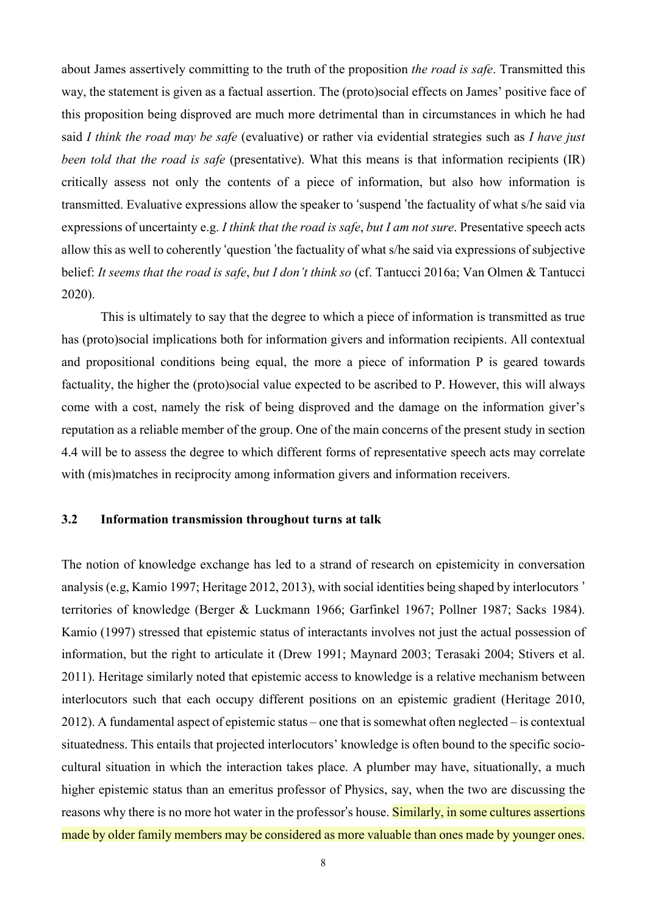about James assertively committing to the truth of the proposition *the road is safe*. Transmitted this way, the statement is given as a factual assertion. The (proto)social effects on James' positive face of this proposition being disproved are much more detrimental than in circumstances in which he had said *I think the road may be safe* (evaluative) or rather via evidential strategies such as *I have just been told that the road is safe* (presentative). What this means is that information recipients (IR) critically assess not only the contents of a piece of information, but also how information is transmitted. Evaluative expressions allow the speaker to 'suspend 'the factuality of what s/he said via expressions of uncertainty e.g. *I think that the road is safe*, *but I am not sure*. Presentative speech acts allow this as well to coherently 'question 'the factuality of what s/he said via expressions of subjective belief: *It seems that the road is safe*, *but I don't think so* (cf. Tantucci 2016a; Van Olmen & Tantucci 2020).

This is ultimately to say that the degree to which a piece of information is transmitted as true has (proto)social implications both for information givers and information recipients. All contextual and propositional conditions being equal, the more a piece of information P is geared towards factuality, the higher the (proto)social value expected to be ascribed to P. However, this will always come with a cost, namely the risk of being disproved and the damage on the information giver's reputation as a reliable member of the group. One of the main concerns of the present study in section 4.4 will be to assess the degree to which different forms of representative speech acts may correlate with (mis)matches in reciprocity among information givers and information receivers.

### 3.2 Information transmission throughout turns at talk

The notion of knowledge exchange has led to a strand of research on epistemicity in conversation analysis (e.g, Kamio 1997; Heritage 2012, 2013), with social identities being shaped by interlocutors ' territories of knowledge (Berger & Luckmann 1966; Garfinkel 1967; Pollner 1987; Sacks 1984). Kamio (1997) stressed that epistemic status of interactants involves not just the actual possession of information, but the right to articulate it (Drew 1991; Maynard 2003; Terasaki 2004; Stivers et al. 2011). Heritage similarly noted that epistemic access to knowledge is a relative mechanism between interlocutors such that each occupy different positions on an epistemic gradient (Heritage 2010, 2012). A fundamental aspect of epistemic status – one that is somewhat often neglected – is contextual situatedness. This entails that projected interlocutors' knowledge is often bound to the specific socio-cultural situation in which the interaction takes place. A plumber may have, situationally, a much higher epistemic status than an emeritus professor of Physics, say, when the two are discussing the reasons why there is no more hot water in the professor's house. Similarly, in some cultures assertions made by older family members may be considered as more valuable than ones made by younger ones.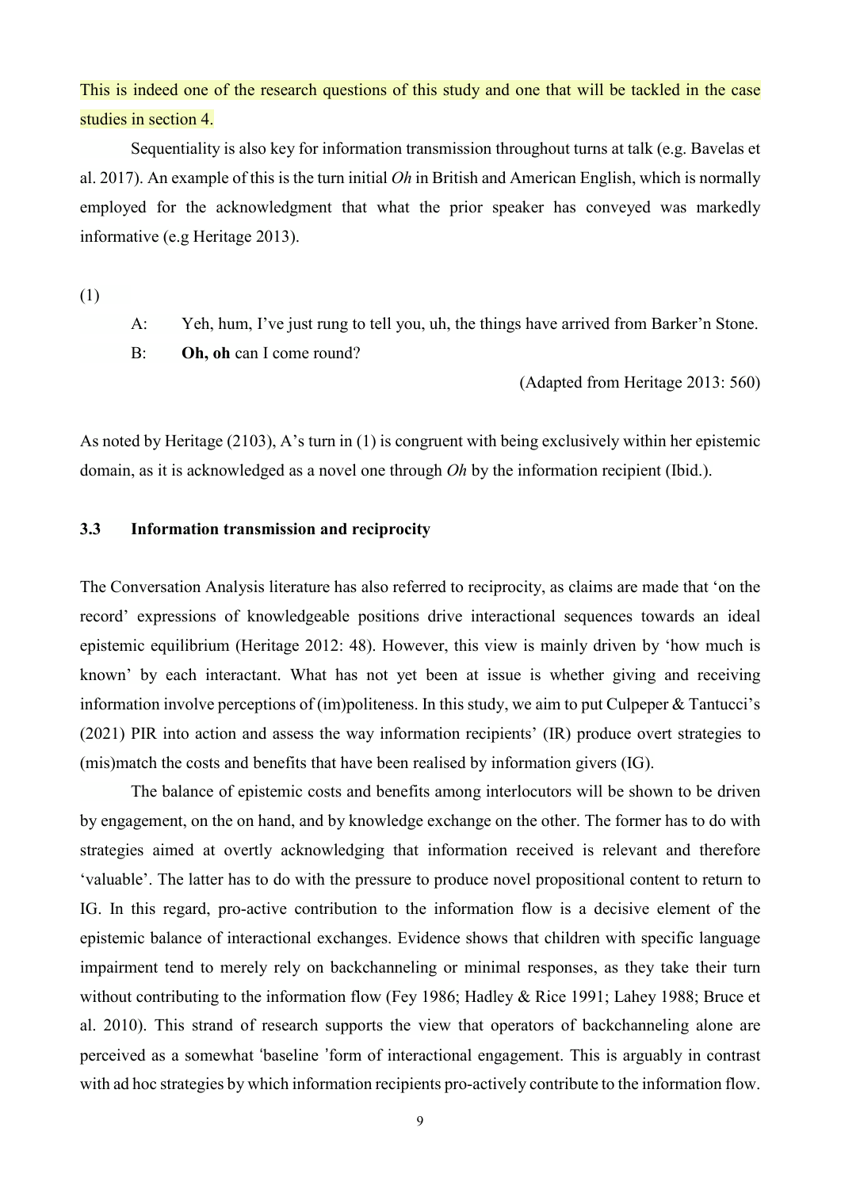This is indeed one of the research questions of this study and one that will be tackled in the case studies in section 4.

Sequentiality is also key for information transmission throughout turns at talk (e.g. Bavelas et al. 2017). An example of this is the turn initial *Oh* in British and American English, which is normally employed for the acknowledgment that what the prior speaker has conveyed was markedly informative (e.g Heritage 2013).

(1)

A: Yeh, hum, I've just rung to tell you, uh, the things have arrived from Barker'n Stone.

B: **Oh, oh** can I come round?

(Adapted from Heritage 2013: 560)

As noted by Heritage (2103), A's turn in (1) is congruent with being exclusively within her epistemic domain, as it is acknowledged as a novel one through *Oh* by the information recipient (Ibid.).

### 3.3 Information transmission and reciprocity

The Conversation Analysis literature has also referred to reciprocity, as claims are made that 'on the record' expressions of knowledgeable positions drive interactional sequences towards an ideal epistemic equilibrium (Heritage 2012: 48). However, this view is mainly driven by 'how much is known' by each interactant. What has not yet been at issue is whether giving and receiving information involve perceptions of (im)politeness. In this study, we aim to put Culpeper & Tantucci's (2021) PIR into action and assess the way information recipients' (IR) produce overt strategies to (mis)match the costs and benefits that have been realised by information givers (IG).

The balance of epistemic costs and benefits among interlocutors will be shown to be driven by engagement, on the on hand, and by knowledge exchange on the other. The former has to do with strategies aimed at overtly acknowledging that information received is relevant and therefore 'valuable'. The latter has to do with the pressure to produce novel propositional content to return to IG. In this regard, pro-active contribution to the information flow is a decisive element of the epistemic balance of interactional exchanges. Evidence shows that children with specific language impairment tend to merely rely on backchanneling or minimal responses, as they take their turn without contributing to the information flow (Fey 1986; Hadley & Rice 1991; Lahey 1988; Bruce et al. 2010). This strand of research supports the view that operators of backchanneling alone are perceived as a somewhat 'baseline 'form of interactional engagement. This is arguably in contrast with ad hoc strategies by which information recipients pro-actively contribute to the information flow.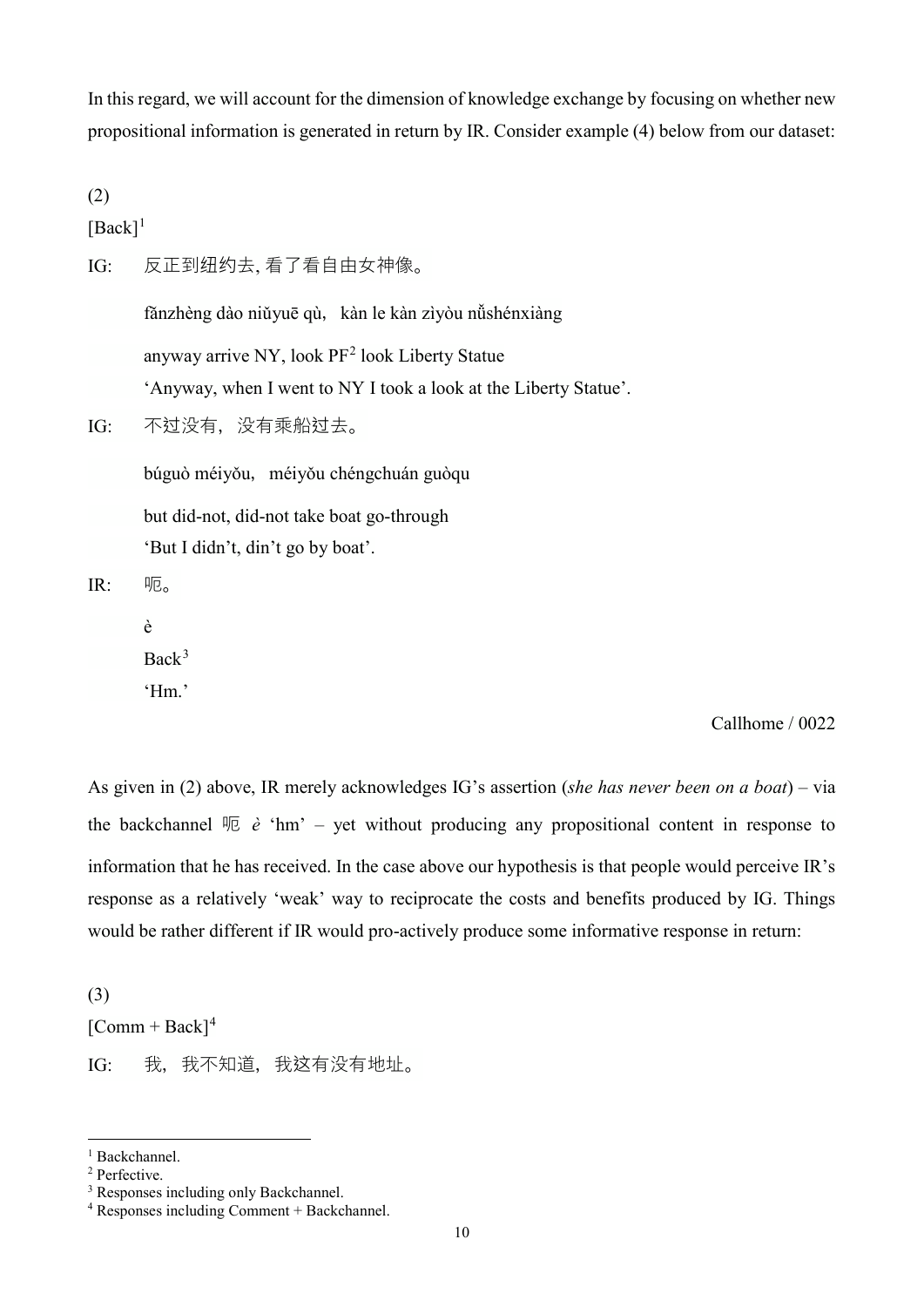In this regard, we will account for the dimension of knowledge exchange by focusing on whether new propositional information is generated in return by IR. Consider example (4) below from our dataset:

(2)

[Back][1]

IG:　反正到纽约去, 看了看自由女神像。

fǎnzhèng dào niǔyuē qù,　kàn le kàn zìyòu nǚshénxiàng

anyway arrive NY, look PF[2] look Liberty Statue

'Anyway, when I went to NY I took a look at the Liberty Statue'.

IG:　不过没有，没有乘船过去。

búguò méiyǒu,　méiyǒu chéngchuán guòqu

but did-not, did-not take boat go-through

'But I didn't, din't go by boat'.

IR:　呃。

è

Back[3]

'Hm.'

Callhome / 0022

As given in (2) above, IR merely acknowledges IG's assertion (*she has never been on a boat*) – via the backchannel 呃 *è* 'hm' – yet without producing any propositional content in response to information that he has received. In the case above our hypothesis is that people would perceive IR's response as a relatively 'weak' way to reciprocate the costs and benefits produced by IG. Things would be rather different if IR would pro-actively produce some informative response in return:

(3)

[Comm + Back][4]

IG:　我，我不知道，我这有没有地址。

---

[1] Backchannel.

[2] Perfective.

[3] Responses including only Backchannel.

[4] Responses including Comment + Backchannel.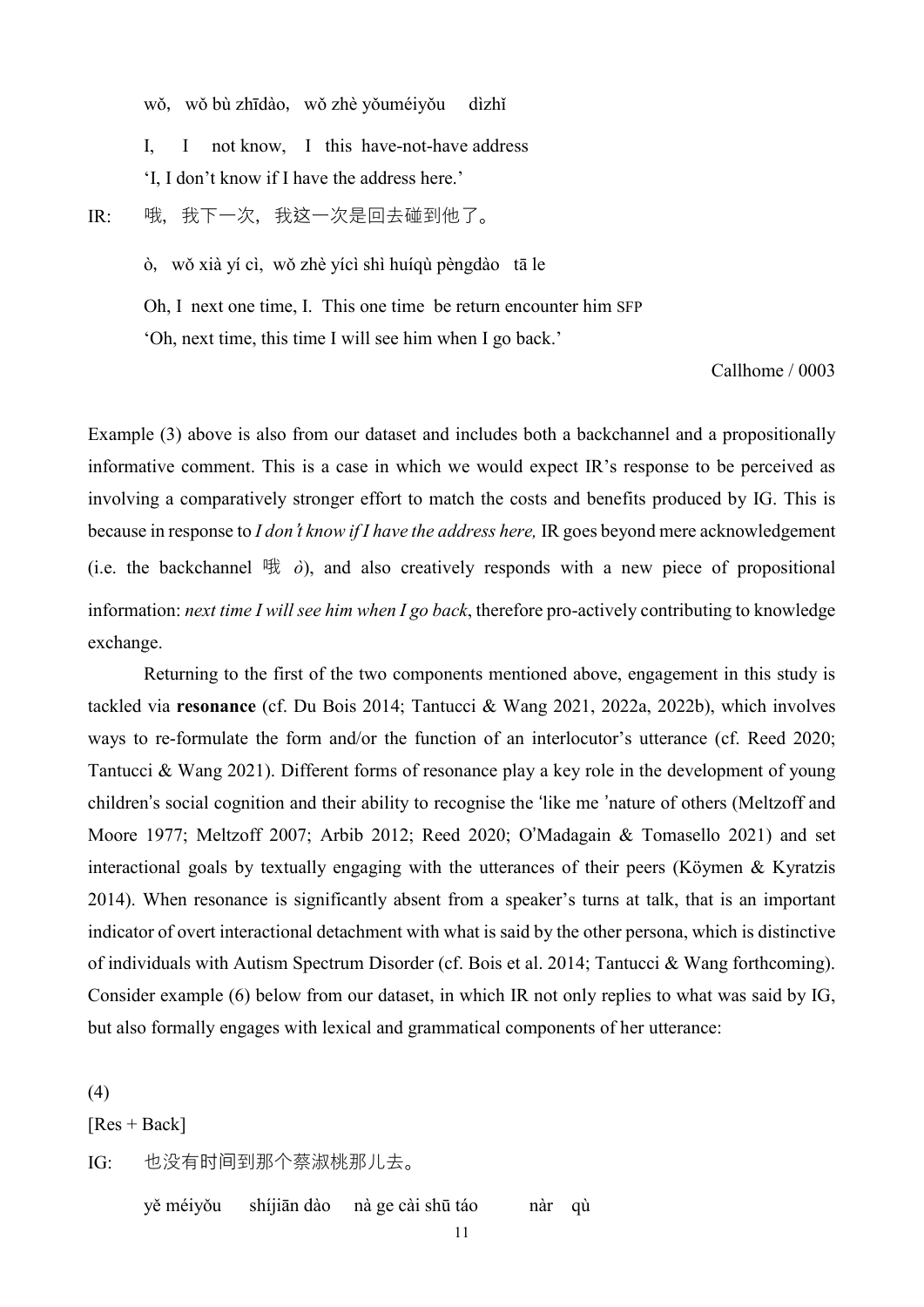wǒ, wǒ bù zhīdào, wǒ zhè yǒuméiyǒu dìzhǐ

I, I not know, I this have-not-have address

'I, I don't know if I have the address here.'

IR: 哦，我下一次，我这一次是回去碰到他了。

ò, wǒ xià yí cì, wǒ zhè yícì shì huíqù pèngdào tā le

Oh, I next one time, I. This one time be return encounter him SFP

'Oh, next time, this time I will see him when I go back.'

Callhome / 0003

Example (3) above is also from our dataset and includes both a backchannel and a propositionally informative comment. This is a case in which we would expect IR's response to be perceived as involving a comparatively stronger effort to match the costs and benefits produced by IG. This is because in response to *I don't know if I have the address here,* IR goes beyond mere acknowledgement (i.e. the backchannel 哦 *ò*), and also creatively responds with a new piece of propositional information: *next time I will see him when I go back*, therefore pro-actively contributing to knowledge exchange.

Returning to the first of the two components mentioned above, engagement in this study is tackled via **resonance** (cf. Du Bois 2014; Tantucci & Wang 2021, 2022a, 2022b), which involves ways to re-formulate the form and/or the function of an interlocutor's utterance (cf. Reed 2020; Tantucci & Wang 2021). Different forms of resonance play a key role in the development of young children's social cognition and their ability to recognise the 'like me 'nature of others (Meltzoff and Moore 1977; Meltzoff 2007; Arbib 2012; Reed 2020; O'Madagain & Tomasello 2021) and set interactional goals by textually engaging with the utterances of their peers (Köymen & Kyratzis 2014). When resonance is significantly absent from a speaker's turns at talk, that is an important indicator of overt interactional detachment with what is said by the other persona, which is distinctive of individuals with Autism Spectrum Disorder (cf. Bois et al. 2014; Tantucci & Wang forthcoming). Consider example (6) below from our dataset, in which IR not only replies to what was said by IG, but also formally engages with lexical and grammatical components of her utterance:

(4)

[Res + Back]

IG: 也没有时间到那个蔡淑桃那儿去。

yě méiyǒu shíjiān dào nà ge cài shū táo nàr qù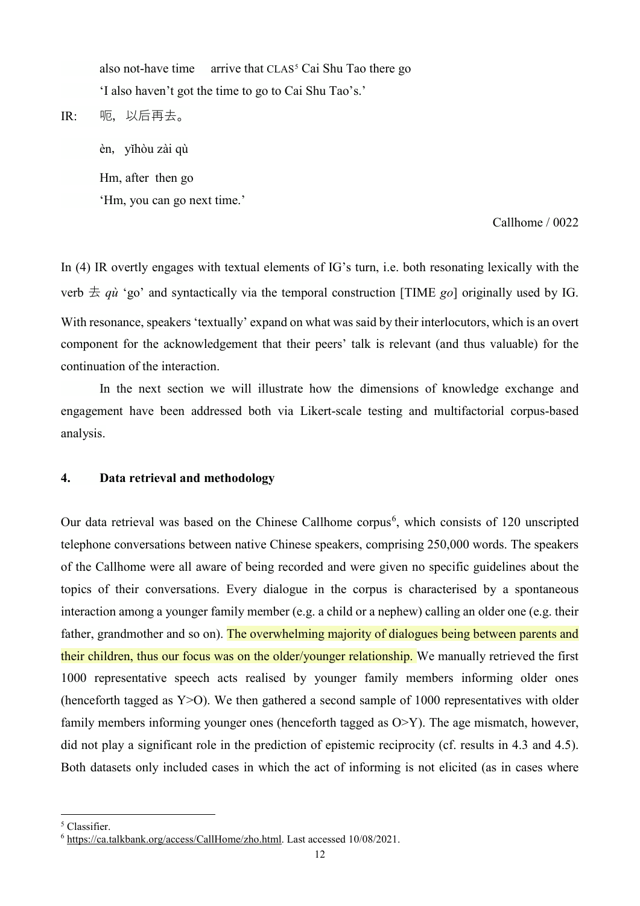also not-have time  arrive that CLAS[5] Cai Shu Tao there go

'I also haven't got the time to go to Cai Shu Tao's.'

IR: 呃，以后再去。

èn, yǐhòu zài qù

Hm, after then go

'Hm, you can go next time.'

Callhome / 0022

In (4) IR overtly engages with textual elements of IG's turn, i.e. both resonating lexically with the verb 去 *qù* 'go' and syntactically via the temporal construction [TIME *go*] originally used by IG. With resonance, speakers 'textually' expand on what was said by their interlocutors, which is an overt component for the acknowledgement that their peers' talk is relevant (and thus valuable) for the continuation of the interaction.

In the next section we will illustrate how the dimensions of knowledge exchange and engagement have been addressed both via Likert-scale testing and multifactorial corpus-based analysis.

## 4. Data retrieval and methodology

Our data retrieval was based on the Chinese Callhome corpus[6], which consists of 120 unscripted telephone conversations between native Chinese speakers, comprising 250,000 words. The speakers of the Callhome were all aware of being recorded and were given no specific guidelines about the topics of their conversations. Every dialogue in the corpus is characterised by a spontaneous interaction among a younger family member (e.g. a child or a nephew) calling an older one (e.g. their father, grandmother and so on). The overwhelming majority of dialogues being between parents and their children, thus our focus was on the older/younger relationship. We manually retrieved the first 1000 representative speech acts realised by younger family members informing older ones (henceforth tagged as Y>O). We then gathered a second sample of 1000 representatives with older family members informing younger ones (henceforth tagged as O>Y). The age mismatch, however, did not play a significant role in the prediction of epistemic reciprocity (cf. results in 4.3 and 4.5). Both datasets only included cases in which the act of informing is not elicited (as in cases where

---

[5] Classifier.

[6] https://ca.talkbank.org/access/CallHome/zho.html. Last accessed 10/08/2021.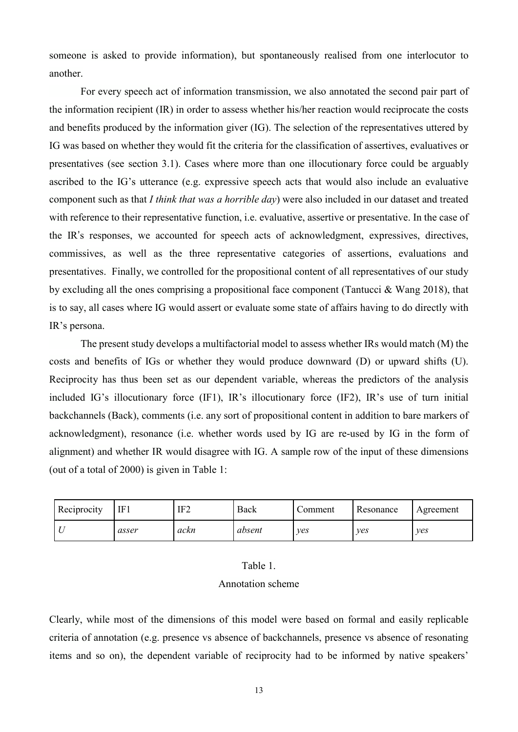someone is asked to provide information), but spontaneously realised from one interlocutor to another.

For every speech act of information transmission, we also annotated the second pair part of the information recipient (IR) in order to assess whether his/her reaction would reciprocate the costs and benefits produced by the information giver (IG). The selection of the representatives uttered by IG was based on whether they would fit the criteria for the classification of assertives, evaluatives or presentatives (see section 3.1). Cases where more than one illocutionary force could be arguably ascribed to the IG's utterance (e.g. expressive speech acts that would also include an evaluative component such as that *I think that was a horrible day*) were also included in our dataset and treated with reference to their representative function, i.e. evaluative, assertive or presentative. In the case of the IR's responses, we accounted for speech acts of acknowledgment, expressives, directives, commissives, as well as the three representative categories of assertions, evaluations and presentatives. Finally, we controlled for the propositional content of all representatives of our study by excluding all the ones comprising a propositional face component (Tantucci & Wang 2018), that is to say, all cases where IG would assert or evaluate some state of affairs having to do directly with IR's persona.

The present study develops a multifactorial model to assess whether IRs would match (M) the costs and benefits of IGs or whether they would produce downward (D) or upward shifts (U). Reciprocity has thus been set as our dependent variable, whereas the predictors of the analysis included IG's illocutionary force (IF1), IR's illocutionary force (IF2), IR's use of turn initial backchannels (Back), comments (i.e. any sort of propositional content in addition to bare markers of acknowledgment), resonance (i.e. whether words used by IG are re-used by IG in the form of alignment) and whether IR would disagree with IG. A sample row of the input of these dimensions (out of a total of 2000) is given in Table 1:

| Reciprocity | IF1 | IF2 | Back | Comment | Resonance | Agreement |
|---|---|---|---|---|---|---|
| *U* | *asser* | *ackn* | *absent* | *yes* | *yes* | *yes* |

Table 1.
Annotation scheme

Clearly, while most of the dimensions of this model were based on formal and easily replicable criteria of annotation (e.g. presence vs absence of backchannels, presence vs absence of resonating items and so on), the dependent variable of reciprocity had to be informed by native speakers'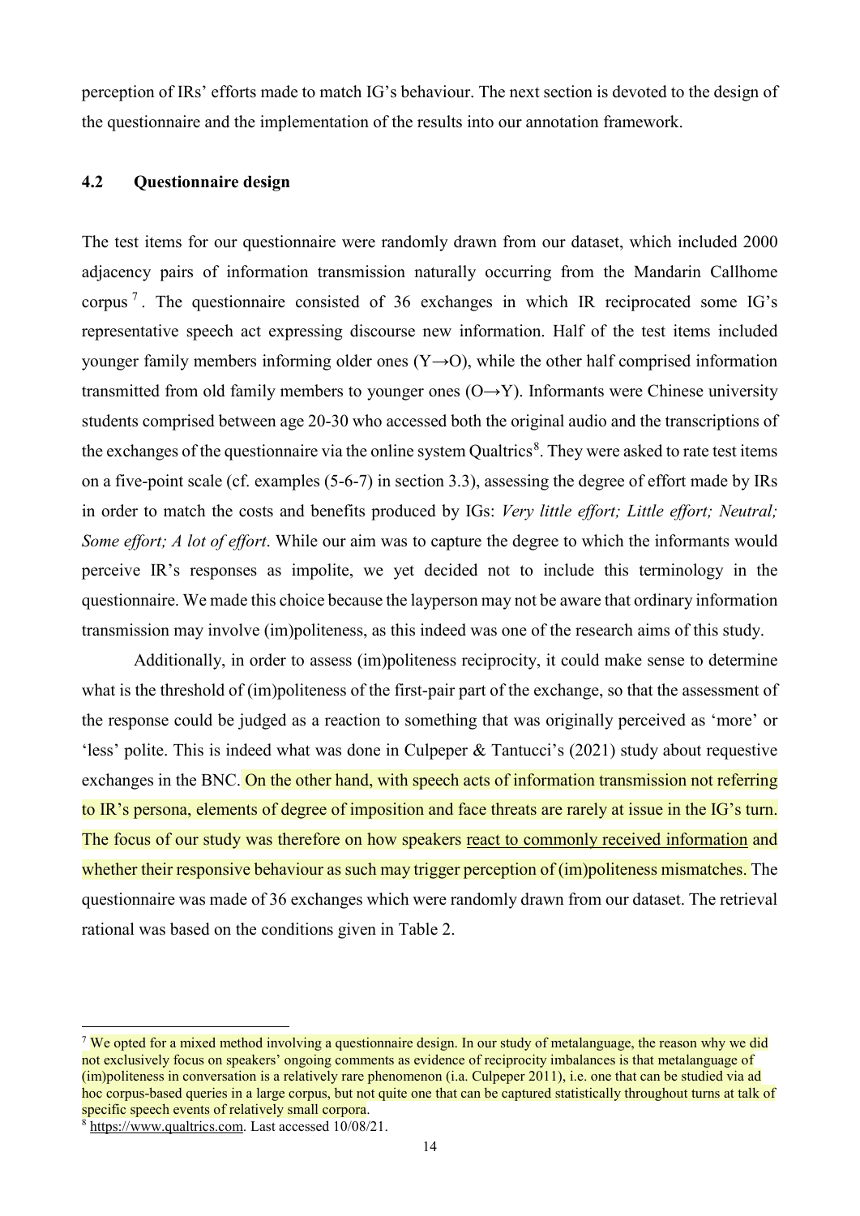perception of IRs' efforts made to match IG's behaviour. The next section is devoted to the design of the questionnaire and the implementation of the results into our annotation framework.

### 4.2 Questionnaire design

The test items for our questionnaire were randomly drawn from our dataset, which included 2000 adjacency pairs of information transmission naturally occurring from the Mandarin Callhome corpus[7]. The questionnaire consisted of 36 exchanges in which IR reciprocated some IG's representative speech act expressing discourse new information. Half of the test items included younger family members informing older ones (Y→O), while the other half comprised information transmitted from old family members to younger ones (O→Y). Informants were Chinese university students comprised between age 20-30 who accessed both the original audio and the transcriptions of the exchanges of the questionnaire via the online system Qualtrics[8]. They were asked to rate test items on a five-point scale (cf. examples (5-6-7) in section 3.3), assessing the degree of effort made by IRs in order to match the costs and benefits produced by IGs: *Very little effort; Little effort; Neutral; Some effort; A lot of effort*. While our aim was to capture the degree to which the informants would perceive IR's responses as impolite, we yet decided not to include this terminology in the questionnaire. We made this choice because the layperson may not be aware that ordinary information transmission may involve (im)politeness, as this indeed was one of the research aims of this study.

Additionally, in order to assess (im)politeness reciprocity, it could make sense to determine what is the threshold of (im)politeness of the first-pair part of the exchange, so that the assessment of the response could be judged as a reaction to something that was originally perceived as 'more' or 'less' polite. This is indeed what was done in Culpeper & Tantucci's (2021) study about requestive exchanges in the BNC. On the other hand, with speech acts of information transmission not referring to IR's persona, elements of degree of imposition and face threats are rarely at issue in the IG's turn. The focus of our study was therefore on how speakers react to commonly received information and whether their responsive behaviour as such may trigger perception of (im)politeness mismatches. The questionnaire was made of 36 exchanges which were randomly drawn from our dataset. The retrieval rational was based on the conditions given in Table 2.

---

[7] We opted for a mixed method involving a questionnaire design. In our study of metalanguage, the reason why we did not exclusively focus on speakers' ongoing comments as evidence of reciprocity imbalances is that metalanguage of (im)politeness in conversation is a relatively rare phenomenon (i.a. Culpeper 2011), i.e. one that can be studied via ad hoc corpus-based queries in a large corpus, but not quite one that can be captured statistically throughout turns at talk of specific speech events of relatively small corpora.

[8] https://www.qualtrics.com. Last accessed 10/08/21.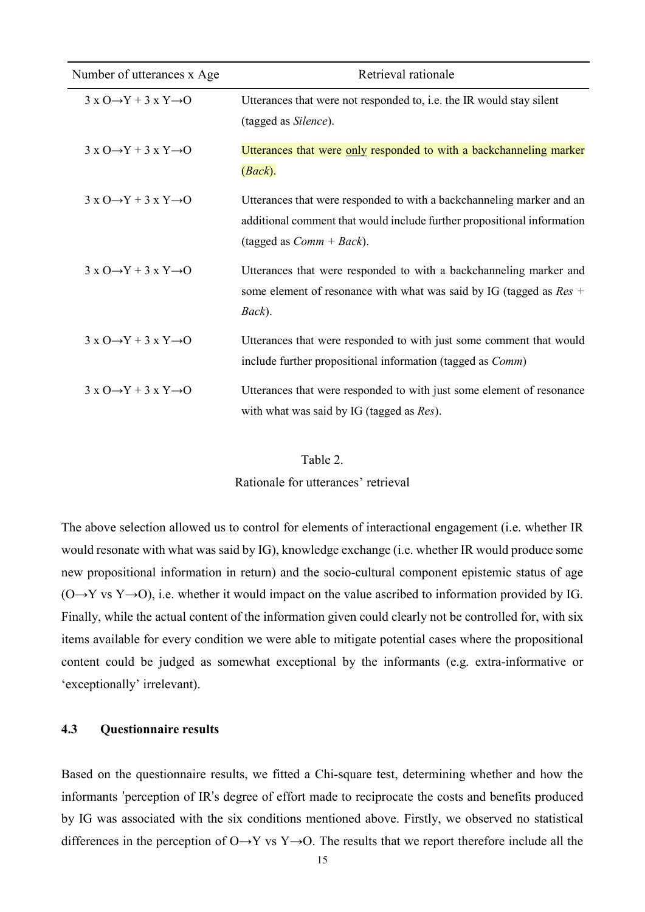| Number of utterances x Age | Retrieval rationale |
| --- | --- |
| 3 x O→Y + 3 x Y→O | Utterances that were not responded to, i.e. the IR would stay silent (tagged as *Silence*). |
| 3 x O→Y + 3 x Y→O | Utterances that were only responded to with a backchanneling marker (*Back*). |
| 3 x O→Y + 3 x Y→O | Utterances that were responded to with a backchanneling marker and an additional comment that would include further propositional information (tagged as *Comm + Back*). |
| 3 x O→Y + 3 x Y→O | Utterances that were responded to with a backchanneling marker and some element of resonance with what was said by IG (tagged as *Res + Back*). |
| 3 x O→Y + 3 x Y→O | Utterances that were responded to with just some comment that would include further propositional information (tagged as *Comm*) |
| 3 x O→Y + 3 x Y→O | Utterances that were responded to with just some element of resonance with what was said by IG (tagged as *Res*). |

Table 2.
Rationale for utterances' retrieval

The above selection allowed us to control for elements of interactional engagement (i.e. whether IR would resonate with what was said by IG), knowledge exchange (i.e. whether IR would produce some new propositional information in return) and the socio-cultural component epistemic status of age (O→Y vs Y→O), i.e. whether it would impact on the value ascribed to information provided by IG. Finally, while the actual content of the information given could clearly not be controlled for, with six items available for every condition we were able to mitigate potential cases where the propositional content could be judged as somewhat exceptional by the informants (e.g. extra-informative or 'exceptionally' irrelevant).

### 4.3 Questionnaire results

Based on the questionnaire results, we fitted a Chi-square test, determining whether and how the informants 'perception of IR's degree of effort made to reciprocate the costs and benefits produced by IG was associated with the six conditions mentioned above. Firstly, we observed no statistical differences in the perception of O→Y vs Y→O. The results that we report therefore include all the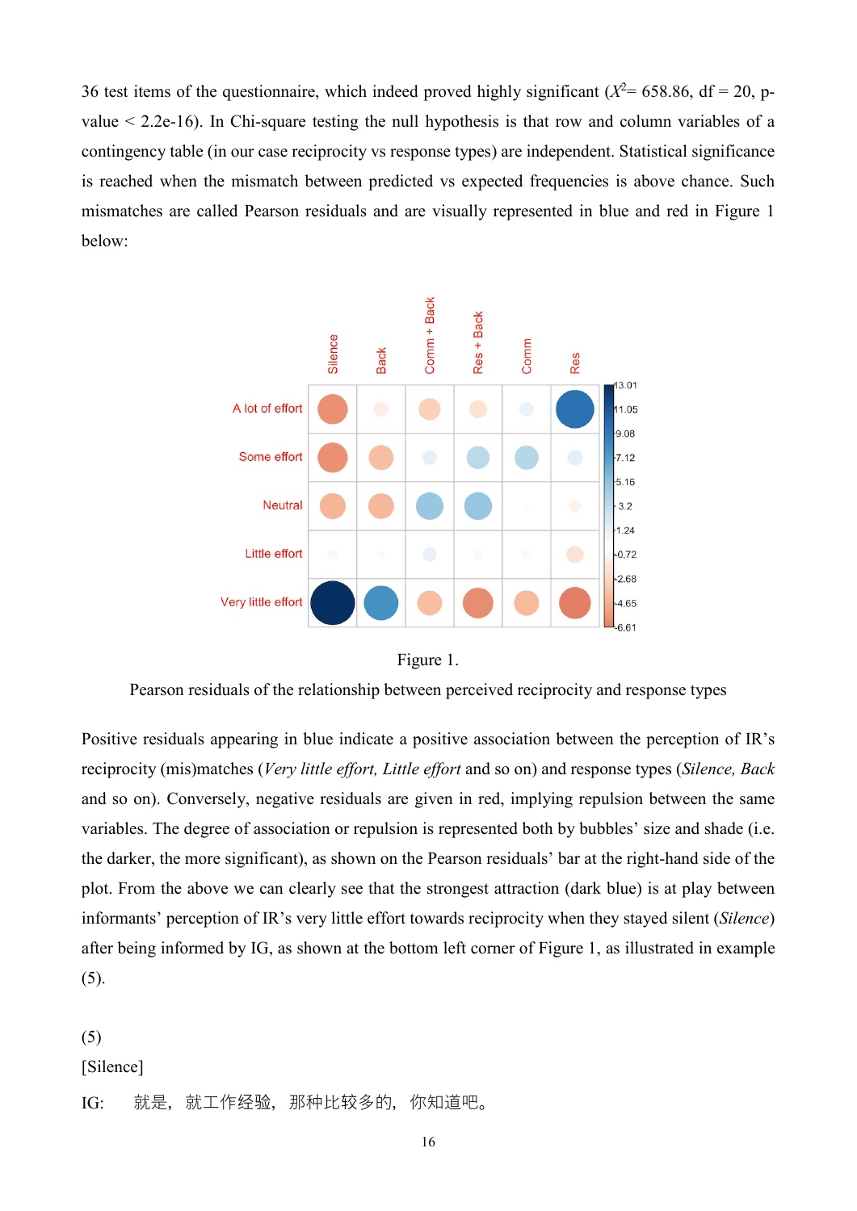36 test items of the questionnaire, which indeed proved highly significant ($X^2$= 658.86, df = 20, p-value < 2.2e-16). In Chi-square testing the null hypothesis is that row and column variables of a contingency table (in our case reciprocity vs response types) are independent. Statistical significance is reached when the mismatch between predicted vs expected frequencies is above chance. Such mismatches are called Pearson residuals and are visually represented in blue and red in Figure 1 below:

Figure 1.

Pearson residuals of the relationship between perceived reciprocity and response types

Positive residuals appearing in blue indicate a positive association between the perception of IR's reciprocity (mis)matches (*Very little effort, Little effort* and so on) and response types (*Silence, Back* and so on). Conversely, negative residuals are given in red, implying repulsion between the same variables. The degree of association or repulsion is represented both by bubbles' size and shade (i.e. the darker, the more significant), as shown on the Pearson residuals' bar at the right-hand side of the plot. From the above we can clearly see that the strongest attraction (dark blue) is at play between informants' perception of IR's very little effort towards reciprocity when they stayed silent (*Silence*) after being informed by IG, as shown at the bottom left corner of Figure 1, as illustrated in example (5).

(5)

[Silence]

IG:  就是，就工作经验，那种比较多的，你知道吧。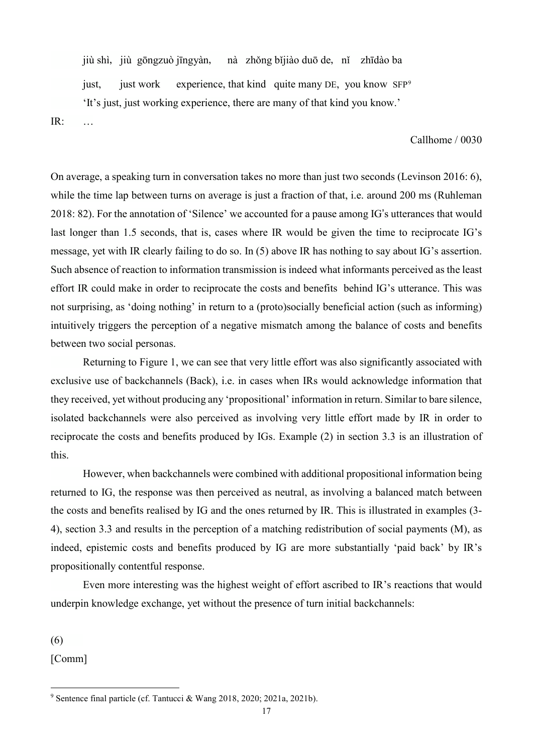jiù shì, jiù gōngzuò jīngyàn, nà zhǒng bǐjiào duō de, nǐ zhīdào ba

just, just work experience, that kind quite many DE, you know SFP[9]

'It's just, just working experience, there are many of that kind you know.'

IR: …

Callhome / 0030

On average, a speaking turn in conversation takes no more than just two seconds (Levinson 2016: 6), while the time lap between turns on average is just a fraction of that, i.e. around 200 ms (Ruhleman 2018: 82). For the annotation of 'Silence' we accounted for a pause among IG's utterances that would last longer than 1.5 seconds, that is, cases where IR would be given the time to reciprocate IG's message, yet with IR clearly failing to do so. In (5) above IR has nothing to say about IG's assertion. Such absence of reaction to information transmission is indeed what informants perceived as the least effort IR could make in order to reciprocate the costs and benefits behind IG's utterance. This was not surprising, as 'doing nothing' in return to a (proto)socially beneficial action (such as informing) intuitively triggers the perception of a negative mismatch among the balance of costs and benefits between two social personas.

Returning to Figure 1, we can see that very little effort was also significantly associated with exclusive use of backchannels (Back), i.e. in cases when IRs would acknowledge information that they received, yet without producing any 'propositional' information in return. Similar to bare silence, isolated backchannels were also perceived as involving very little effort made by IR in order to reciprocate the costs and benefits produced by IGs. Example (2) in section 3.3 is an illustration of this.

However, when backchannels were combined with additional propositional information being returned to IG, the response was then perceived as neutral, as involving a balanced match between the costs and benefits realised by IG and the ones returned by IR. This is illustrated in examples (3-4), section 3.3 and results in the perception of a matching redistribution of social payments (M), as indeed, epistemic costs and benefits produced by IG are more substantially 'paid back' by IR's propositionally contentful response.

Even more interesting was the highest weight of effort ascribed to IR's reactions that would underpin knowledge exchange, yet without the presence of turn initial backchannels:

(6)

[Comm]

[9] Sentence final particle (cf. Tantucci & Wang 2018, 2020; 2021a, 2021b).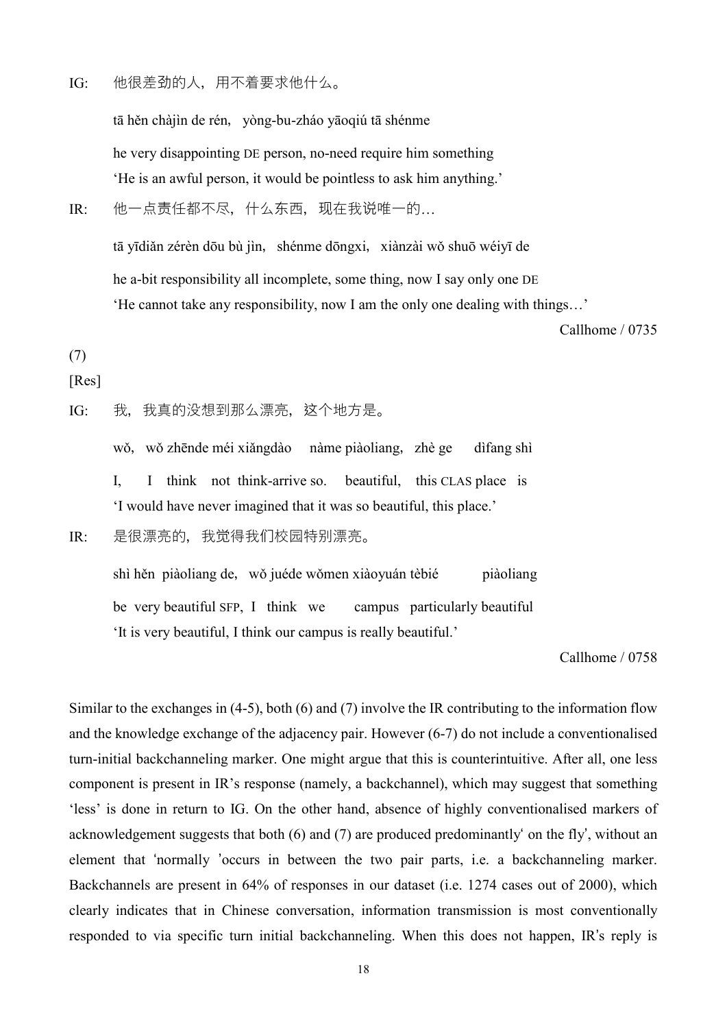IG: 他很差劲的人，用不着要求他什么。

tā hěn chàjìn de rén, yòng-bu-zháo yāoqiú tā shénme

he very disappointing DE person, no-need require him something
'He is an awful person, it would be pointless to ask him anything.'

IR: 他一点责任都不尽，什么东西，现在我说唯一的…

tā yīdiǎn zérèn dōu bù jìn, shénme dōngxi, xiànzài wǒ shuō wéiyī de

he a-bit responsibility all incomplete, some thing, now I say only one DE
'He cannot take any responsibility, now I am the only one dealing with things…'

Callhome / 0735

(7)

[Res]

IG: 我，我真的没想到那么漂亮，这个地方是。

wǒ, wǒ zhēnde méi xiǎngdào nàme piàoliang, zhè ge dìfang shì

I, I think not think-arrive so. beautiful, this CLAS place is
'I would have never imagined that it was so beautiful, this place.'

IR: 是很漂亮的，我觉得我们校园特别漂亮。

shì hěn piàoliang de, wǒ juéde wǒmen xiàoyuán tèbié piàoliang

be very beautiful SFP, I think we campus particularly beautiful
'It is very beautiful, I think our campus is really beautiful.'

Callhome / 0758

Similar to the exchanges in (4-5), both (6) and (7) involve the IR contributing to the information flow and the knowledge exchange of the adjacency pair. However (6-7) do not include a conventionalised turn-initial backchanneling marker. One might argue that this is counterintuitive. After all, one less component is present in IR's response (namely, a backchannel), which may suggest that something 'less' is done in return to IG. On the other hand, absence of highly conventionalised markers of acknowledgement suggests that both (6) and (7) are produced predominantly' on the fly', without an element that 'normally 'occurs in between the two pair parts, i.e. a backchanneling marker. Backchannels are present in 64% of responses in our dataset (i.e. 1274 cases out of 2000), which clearly indicates that in Chinese conversation, information transmission is most conventionally responded to via specific turn initial backchanneling. When this does not happen, IR's reply is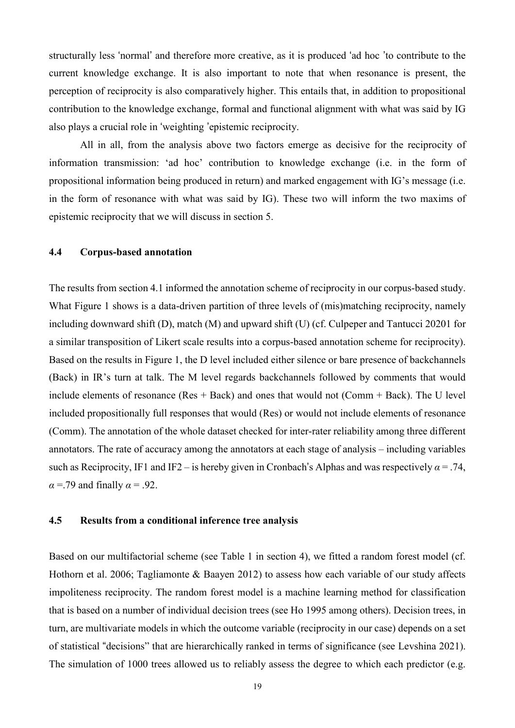structurally less 'normal' and therefore more creative, as it is produced 'ad hoc 'to contribute to the current knowledge exchange. It is also important to note that when resonance is present, the perception of reciprocity is also comparatively higher. This entails that, in addition to propositional contribution to the knowledge exchange, formal and functional alignment with what was said by IG also plays a crucial role in 'weighting 'epistemic reciprocity.

All in all, from the analysis above two factors emerge as decisive for the reciprocity of information transmission: 'ad hoc' contribution to knowledge exchange (i.e. in the form of propositional information being produced in return) and marked engagement with IG's message (i.e. in the form of resonance with what was said by IG). These two will inform the two maxims of epistemic reciprocity that we will discuss in section 5.

### 4.4 Corpus-based annotation

The results from section 4.1 informed the annotation scheme of reciprocity in our corpus-based study. What Figure 1 shows is a data-driven partition of three levels of (mis)matching reciprocity, namely including downward shift (D), match (M) and upward shift (U) (cf. Culpeper and Tantucci 20201 for a similar transposition of Likert scale results into a corpus-based annotation scheme for reciprocity). Based on the results in Figure 1, the D level included either silence or bare presence of backchannels (Back) in IR's turn at talk. The M level regards backchannels followed by comments that would include elements of resonance (Res + Back) and ones that would not (Comm + Back). The U level included propositionally full responses that would (Res) or would not include elements of resonance (Comm). The annotation of the whole dataset checked for inter-rater reliability among three different annotators. The rate of accuracy among the annotators at each stage of analysis – including variables such as Reciprocity, IF1 and IF2 – is hereby given in Cronbach's Alphas and was respectively $\alpha = .74$, $\alpha = .79$ and finally $\alpha = .92$.

### 4.5 Results from a conditional inference tree analysis

Based on our multifactorial scheme (see Table 1 in section 4), we fitted a random forest model (cf. Hothorn et al. 2006; Tagliamonte & Baayen 2012) to assess how each variable of our study affects impoliteness reciprocity. The random forest model is a machine learning method for classification that is based on a number of individual decision trees (see Ho 1995 among others). Decision trees, in turn, are multivariate models in which the outcome variable (reciprocity in our case) depends on a set of statistical "decisions" that are hierarchically ranked in terms of significance (see Levshina 2021). The simulation of 1000 trees allowed us to reliably assess the degree to which each predictor (e.g.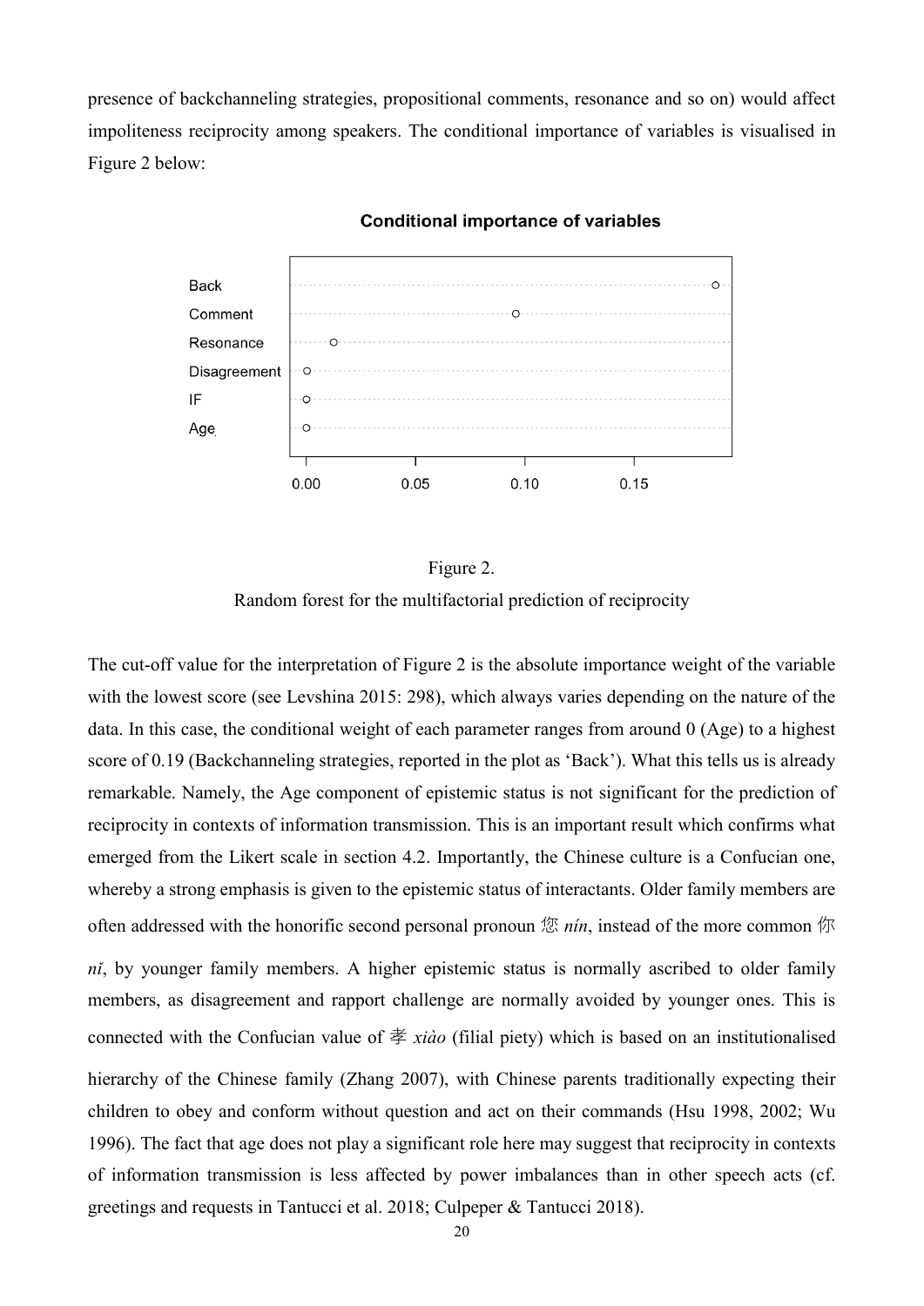presence of backchanneling strategies, propositional comments, resonance and so on) would affect impoliteness reciprocity among speakers. The conditional importance of variables is visualised in Figure 2 below:

Figure 2.

Random forest for the multifactorial prediction of reciprocity

The cut-off value for the interpretation of Figure 2 is the absolute importance weight of the variable with the lowest score (see Levshina 2015: 298), which always varies depending on the nature of the data. In this case, the conditional weight of each parameter ranges from around 0 (Age) to a highest score of 0.19 (Backchanneling strategies, reported in the plot as 'Back'). What this tells us is already remarkable. Namely, the Age component of epistemic status is not significant for the prediction of reciprocity in contexts of information transmission. This is an important result which confirms what emerged from the Likert scale in section 4.2. Importantly, the Chinese culture is a Confucian one, whereby a strong emphasis is given to the epistemic status of interactants. Older family members are often addressed with the honorific second personal pronoun 您 *nín*, instead of the more common 你 *nǐ*, by younger family members. A higher epistemic status is normally ascribed to older family members, as disagreement and rapport challenge are normally avoided by younger ones. This is connected with the Confucian value of 孝 *xiào* (filial piety) which is based on an institutionalised hierarchy of the Chinese family (Zhang 2007), with Chinese parents traditionally expecting their children to obey and conform without question and act on their commands (Hsu 1998, 2002; Wu 1996). The fact that age does not play a significant role here may suggest that reciprocity in contexts of information transmission is less affected by power imbalances than in other speech acts (cf. greetings and requests in Tantucci et al. 2018; Culpeper & Tantucci 2018).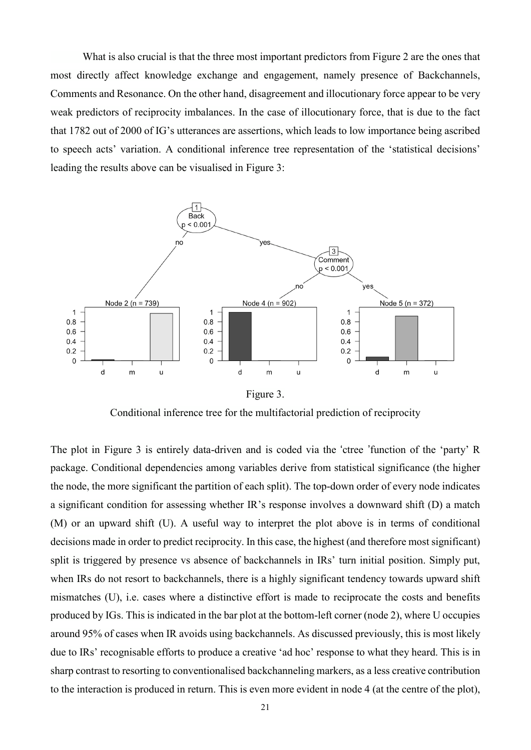What is also crucial is that the three most important predictors from Figure 2 are the ones that most directly affect knowledge exchange and engagement, namely presence of Backchannels, Comments and Resonance. On the other hand, disagreement and illocutionary force appear to be very weak predictors of reciprocity imbalances. In the case of illocutionary force, that is due to the fact that 1782 out of 2000 of IG's utterances are assertions, which leads to low importance being ascribed to speech acts' variation. A conditional inference tree representation of the 'statistical decisions' leading the results above can be visualised in Figure 3:

Figure 3.

Conditional inference tree for the multifactorial prediction of reciprocity

The plot in Figure 3 is entirely data-driven and is coded via the 'ctree 'function of the 'party' R package. Conditional dependencies among variables derive from statistical significance (the higher the node, the more significant the partition of each split). The top-down order of every node indicates a significant condition for assessing whether IR's response involves a downward shift (D) a match (M) or an upward shift (U). A useful way to interpret the plot above is in terms of conditional decisions made in order to predict reciprocity. In this case, the highest (and therefore most significant) split is triggered by presence vs absence of backchannels in IRs' turn initial position. Simply put, when IRs do not resort to backchannels, there is a highly significant tendency towards upward shift mismatches (U), i.e. cases where a distinctive effort is made to reciprocate the costs and benefits produced by IGs. This is indicated in the bar plot at the bottom-left corner (node 2), where U occupies around 95% of cases when IR avoids using backchannels. As discussed previously, this is most likely due to IRs' recognisable efforts to produce a creative 'ad hoc' response to what they heard. This is in sharp contrast to resorting to conventionalised backchanneling markers, as a less creative contribution to the interaction is produced in return. This is even more evident in node 4 (at the centre of the plot),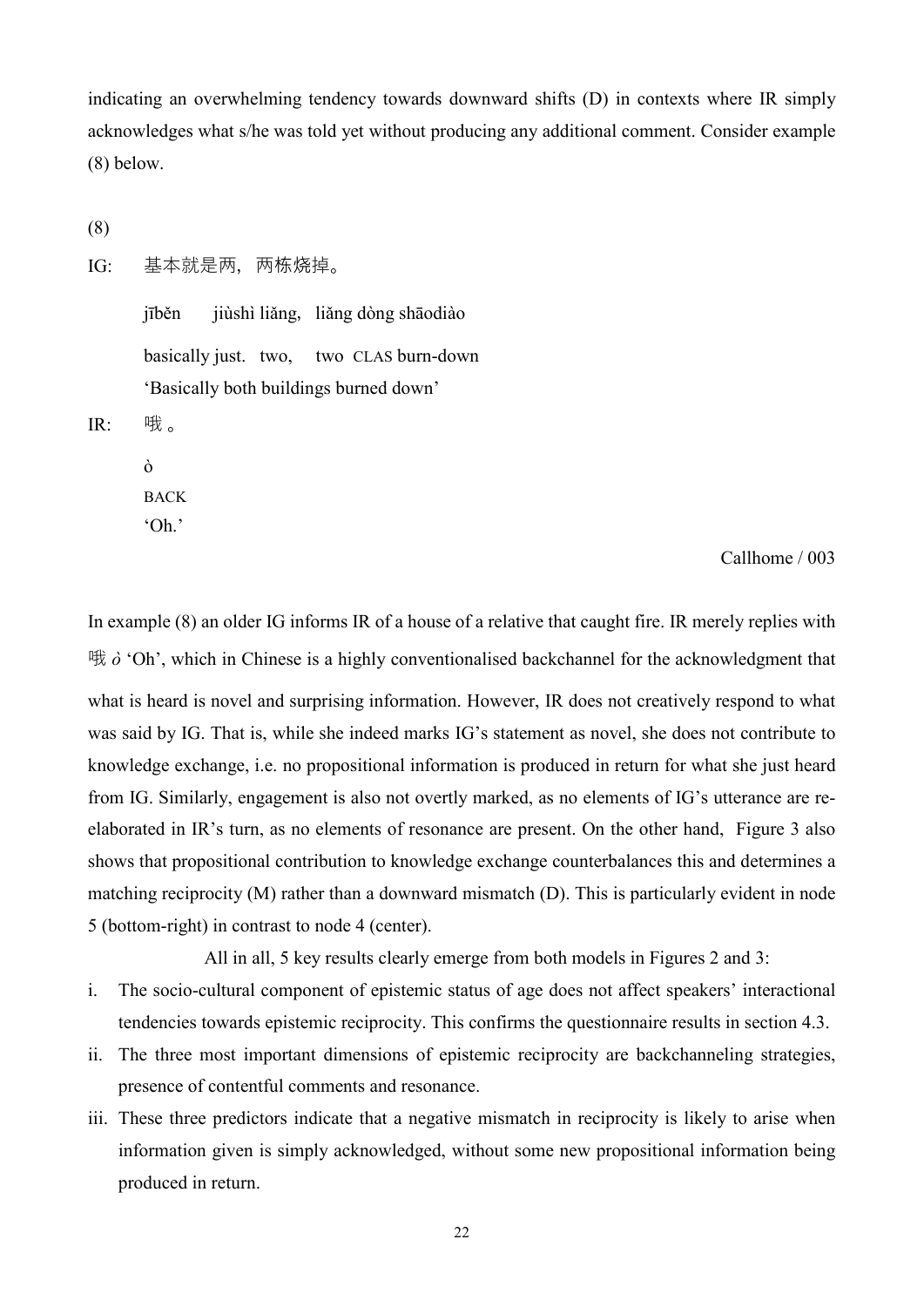indicating an overwhelming tendency towards downward shifts (D) in contexts where IR simply acknowledges what s/he was told yet without producing any additional comment. Consider example (8) below.

(8)

IG: 基本就是两，两栋烧掉。

jīběn jiùshì liǎng, liǎng dòng shāodiào

basically just. two, two CLAS burn-down

'Basically both buildings burned down'

IR: 哦 。

ò

BACK

'Oh.'

Callhome / 003

In example (8) an older IG informs IR of a house of a relative that caught fire. IR merely replies with 哦 *ò* 'Oh', which in Chinese is a highly conventionalised backchannel for the acknowledgment that what is heard is novel and surprising information. However, IR does not creatively respond to what was said by IG. That is, while she indeed marks IG's statement as novel, she does not contribute to knowledge exchange, i.e. no propositional information is produced in return for what she just heard from IG. Similarly, engagement is also not overtly marked, as no elements of IG's utterance are re-elaborated in IR's turn, as no elements of resonance are present. On the other hand, Figure 3 also shows that propositional contribution to knowledge exchange counterbalances this and determines a matching reciprocity (M) rather than a downward mismatch (D). This is particularly evident in node 5 (bottom-right) in contrast to node 4 (center).

All in all, 5 key results clearly emerge from both models in Figures 2 and 3:

i. The socio-cultural component of epistemic status of age does not affect speakers' interactional tendencies towards epistemic reciprocity. This confirms the questionnaire results in section 4.3.
ii. The three most important dimensions of epistemic reciprocity are backchanneling strategies, presence of contentful comments and resonance.
iii. These three predictors indicate that a negative mismatch in reciprocity is likely to arise when information given is simply acknowledged, without some new propositional information being produced in return.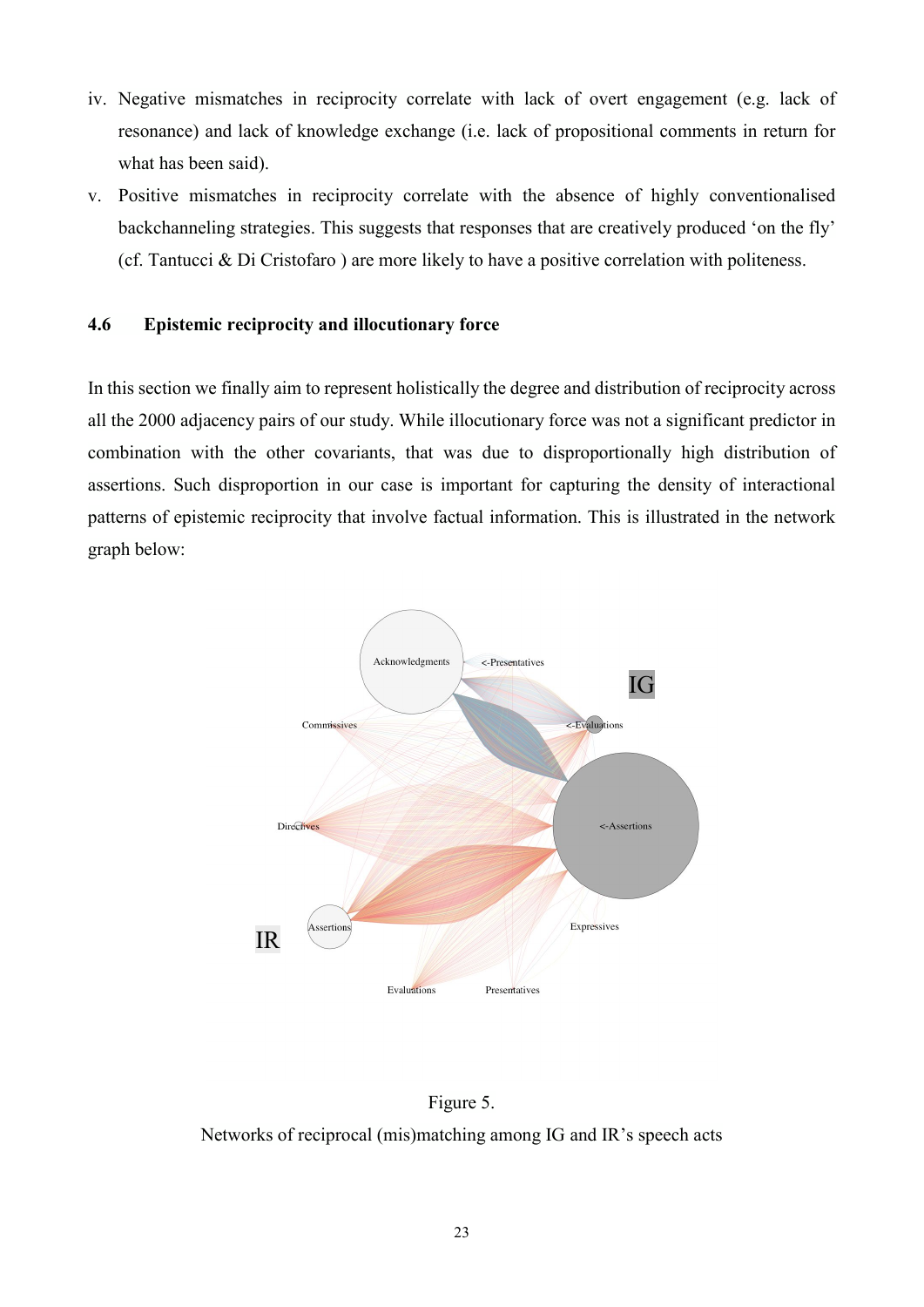iv. Negative mismatches in reciprocity correlate with lack of overt engagement (e.g. lack of resonance) and lack of knowledge exchange (i.e. lack of propositional comments in return for what has been said).

v. Positive mismatches in reciprocity correlate with the absence of highly conventionalised backchanneling strategies. This suggests that responses that are creatively produced 'on the fly' (cf. Tantucci & Di Cristofaro ) are more likely to have a positive correlation with politeness.

### 4.6 Epistemic reciprocity and illocutionary force

In this section we finally aim to represent holistically the degree and distribution of reciprocity across all the 2000 adjacency pairs of our study. While illocutionary force was not a significant predictor in combination with the other covariants, that was due to disproportionally high distribution of assertions. Such disproportion in our case is important for capturing the density of interactional patterns of epistemic reciprocity that involve factual information. This is illustrated in the network graph below:

Figure 5.
Networks of reciprocal (mis)matching among IG and IR's speech acts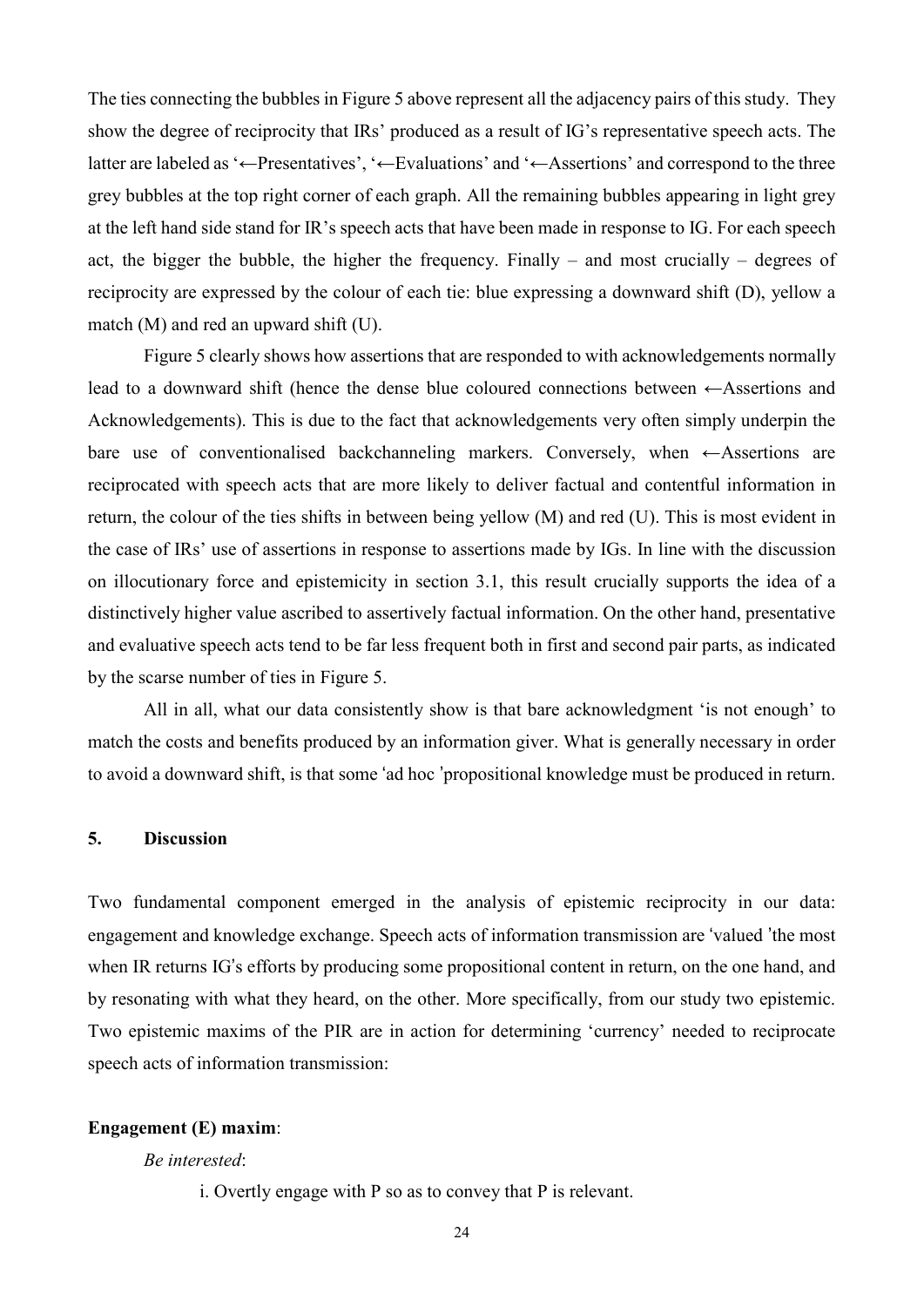The ties connecting the bubbles in Figure 5 above represent all the adjacency pairs of this study. They show the degree of reciprocity that IRs' produced as a result of IG's representative speech acts. The latter are labeled as '←Presentatives', '←Evaluations' and '←Assertions' and correspond to the three grey bubbles at the top right corner of each graph. All the remaining bubbles appearing in light grey at the left hand side stand for IR's speech acts that have been made in response to IG. For each speech act, the bigger the bubble, the higher the frequency. Finally – and most crucially – degrees of reciprocity are expressed by the colour of each tie: blue expressing a downward shift (D), yellow a match (M) and red an upward shift (U).

Figure 5 clearly shows how assertions that are responded to with acknowledgements normally lead to a downward shift (hence the dense blue coloured connections between ←Assertions and Acknowledgements). This is due to the fact that acknowledgements very often simply underpin the bare use of conventionalised backchanneling markers. Conversely, when ←Assertions are reciprocated with speech acts that are more likely to deliver factual and contentful information in return, the colour of the ties shifts in between being yellow (M) and red (U). This is most evident in the case of IRs' use of assertions in response to assertions made by IGs. In line with the discussion on illocutionary force and epistemicity in section 3.1, this result crucially supports the idea of a distinctively higher value ascribed to assertively factual information. On the other hand, presentative and evaluative speech acts tend to be far less frequent both in first and second pair parts, as indicated by the scarse number of ties in Figure 5.

All in all, what our data consistently show is that bare acknowledgment 'is not enough' to match the costs and benefits produced by an information giver. What is generally necessary in order to avoid a downward shift, is that some 'ad hoc 'propositional knowledge must be produced in return.

## 5. Discussion

Two fundamental component emerged in the analysis of epistemic reciprocity in our data: engagement and knowledge exchange. Speech acts of information transmission are 'valued 'the most when IR returns IG's efforts by producing some propositional content in return, on the one hand, and by resonating with what they heard, on the other. More specifically, from our study two epistemic. Two epistemic maxims of the PIR are in action for determining 'currency' needed to reciprocate speech acts of information transmission:

**Engagement (E) maxim**:

*Be interested*:

i. Overtly engage with P so as to convey that P is relevant.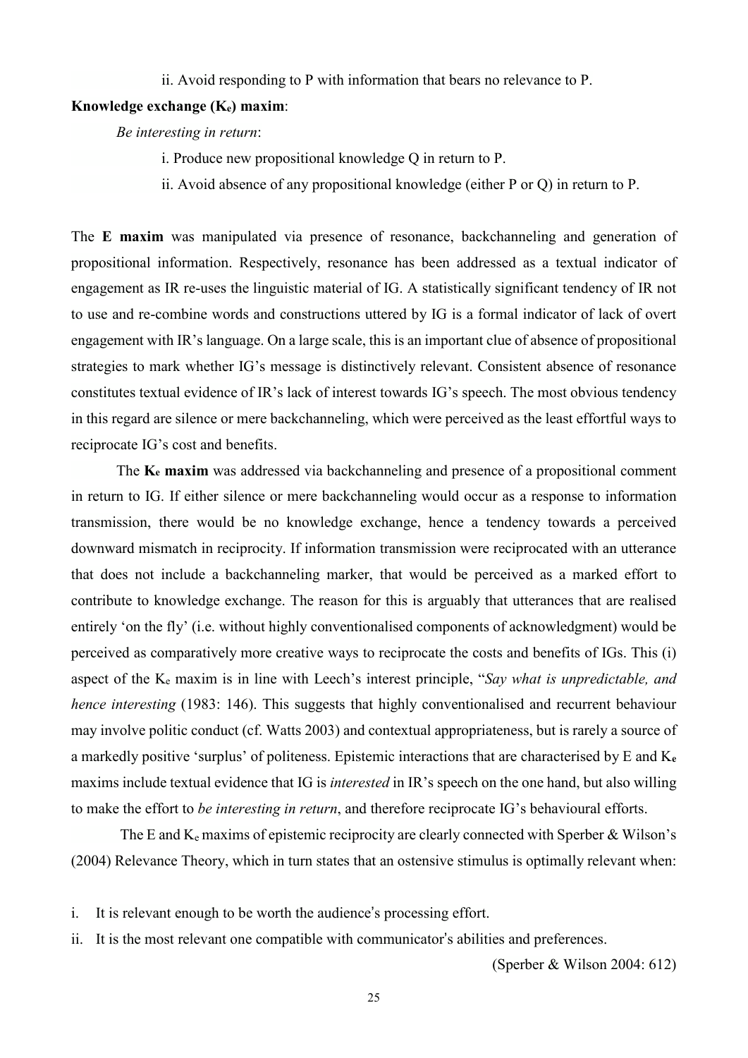ii. Avoid responding to P with information that bears no relevance to P.

**Knowledge exchange ($K_e$) maxim**:

*Be interesting in return*:

i. Produce new propositional knowledge Q in return to P.

ii. Avoid absence of any propositional knowledge (either P or Q) in return to P.

The **E maxim** was manipulated via presence of resonance, backchanneling and generation of propositional information. Respectively, resonance has been addressed as a textual indicator of engagement as IR re-uses the linguistic material of IG. A statistically significant tendency of IR not to use and re-combine words and constructions uttered by IG is a formal indicator of lack of overt engagement with IR's language. On a large scale, this is an important clue of absence of propositional strategies to mark whether IG's message is distinctively relevant. Consistent absence of resonance constitutes textual evidence of IR's lack of interest towards IG's speech. The most obvious tendency in this regard are silence or mere backchanneling, which were perceived as the least effortful ways to reciprocate IG's cost and benefits.

The **$K_e$ maxim** was addressed via backchanneling and presence of a propositional comment in return to IG. If either silence or mere backchanneling would occur as a response to information transmission, there would be no knowledge exchange, hence a tendency towards a perceived downward mismatch in reciprocity. If information transmission were reciprocated with an utterance that does not include a backchanneling marker, that would be perceived as a marked effort to contribute to knowledge exchange. The reason for this is arguably that utterances that are realised entirely 'on the fly' (i.e. without highly conventionalised components of acknowledgment) would be perceived as comparatively more creative ways to reciprocate the costs and benefits of IGs. This (i) aspect of the $K_e$ maxim is in line with Leech's interest principle, "*Say what is unpredictable, and hence interesting* (1983: 146). This suggests that highly conventionalised and recurrent behaviour may involve politic conduct (cf. Watts 2003) and contextual appropriateness, but is rarely a source of a markedly positive 'surplus' of politeness. Epistemic interactions that are characterised by E and $K_e$ maxims include textual evidence that IG is *interested* in IR's speech on the one hand, but also willing to make the effort to *be interesting in return*, and therefore reciprocate IG's behavioural efforts.

The E and $K_e$ maxims of epistemic reciprocity are clearly connected with Sperber & Wilson's (2004) Relevance Theory, which in turn states that an ostensive stimulus is optimally relevant when:

i. It is relevant enough to be worth the audience's processing effort.
ii. It is the most relevant one compatible with communicator's abilities and preferences.

(Sperber & Wilson 2004: 612)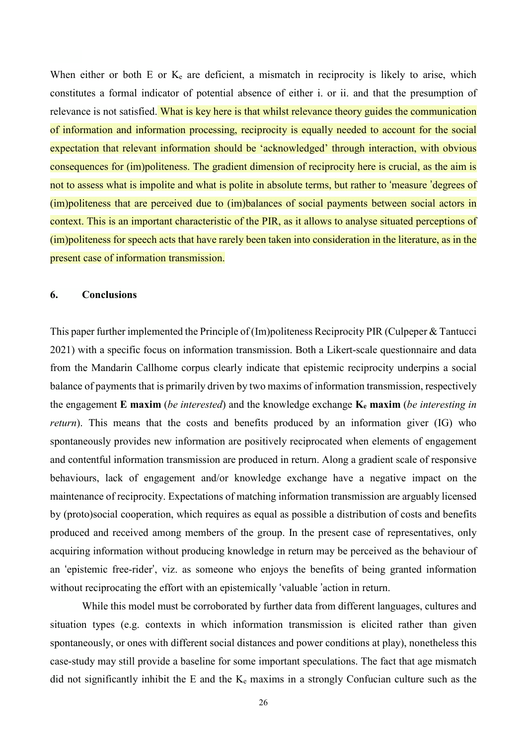When either or both E or $K_e$ are deficient, a mismatch in reciprocity is likely to arise, which constitutes a formal indicator of potential absence of either i. or ii. and that the presumption of relevance is not satisfied. What is key here is that whilst relevance theory guides the communication of information and information processing, reciprocity is equally needed to account for the social expectation that relevant information should be 'acknowledged' through interaction, with obvious consequences for (im)politeness. The gradient dimension of reciprocity here is crucial, as the aim is not to assess what is impolite and what is polite in absolute terms, but rather to 'measure 'degrees of (im)politeness that are perceived due to (im)balances of social payments between social actors in context. This is an important characteristic of the PIR, as it allows to analyse situated perceptions of (im)politeness for speech acts that have rarely been taken into consideration in the literature, as in the present case of information transmission.

## 6. Conclusions

This paper further implemented the Principle of (Im)politeness Reciprocity PIR (Culpeper & Tantucci 2021) with a specific focus on information transmission. Both a Likert-scale questionnaire and data from the Mandarin Callhome corpus clearly indicate that epistemic reciprocity underpins a social balance of payments that is primarily driven by two maxims of information transmission, respectively the engagement **E maxim** (*be interested*) and the knowledge exchange **$K_e$ maxim** (*be interesting in return*). This means that the costs and benefits produced by an information giver (IG) who spontaneously provides new information are positively reciprocated when elements of engagement and contentful information transmission are produced in return. Along a gradient scale of responsive behaviours, lack of engagement and/or knowledge exchange have a negative impact on the maintenance of reciprocity. Expectations of matching information transmission are arguably licensed by (proto)social cooperation, which requires as equal as possible a distribution of costs and benefits produced and received among members of the group. In the present case of representatives, only acquiring information without producing knowledge in return may be perceived as the behaviour of an 'epistemic free-rider', viz. as someone who enjoys the benefits of being granted information without reciprocating the effort with an epistemically 'valuable 'action in return.

While this model must be corroborated by further data from different languages, cultures and situation types (e.g. contexts in which information transmission is elicited rather than given spontaneously, or ones with different social distances and power conditions at play), nonetheless this case-study may still provide a baseline for some important speculations. The fact that age mismatch did not significantly inhibit the E and the $K_e$ maxims in a strongly Confucian culture such as the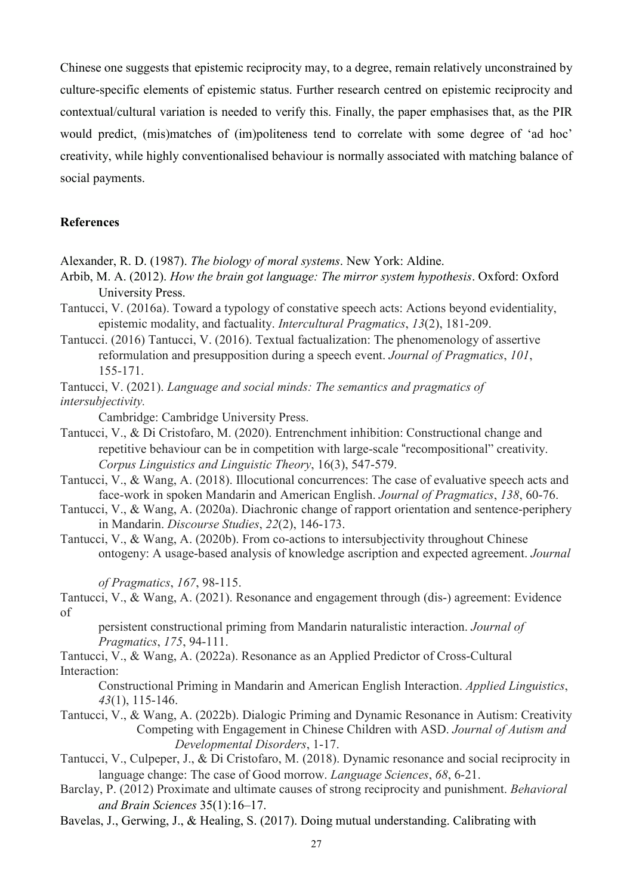Chinese one suggests that epistemic reciprocity may, to a degree, remain relatively unconstrained by culture-specific elements of epistemic status. Further research centred on epistemic reciprocity and contextual/cultural variation is needed to verify this. Finally, the paper emphasises that, as the PIR would predict, (mis)matches of (im)politeness tend to correlate with some degree of 'ad hoc' creativity, while highly conventionalised behaviour is normally associated with matching balance of social payments.

## References

Alexander, R. D. (1987). *The biology of moral systems*. New York: Aldine.

Arbib, M. A. (2012). *How the brain got language: The mirror system hypothesis*. Oxford: Oxford University Press.

Tantucci, V. (2016a). Toward a typology of constative speech acts: Actions beyond evidentiality, epistemic modality, and factuality. *Intercultural Pragmatics*, *13*(2), 181-209.

Tantucci. (2016) Tantucci, V. (2016). Textual factualization: The phenomenology of assertive reformulation and presupposition during a speech event. *Journal of Pragmatics*, *101*, 155-171.

Tantucci, V. (2021). *Language and social minds: The semantics and pragmatics of intersubjectivity.* Cambridge: Cambridge University Press.

Tantucci, V., & Di Cristofaro, M. (2020). Entrenchment inhibition: Constructional change and repetitive behaviour can be in competition with large-scale "recompositional" creativity. *Corpus Linguistics and Linguistic Theory*, 16(3), 547-579.

Tantucci, V., & Wang, A. (2018). Illocutional concurrences: The case of evaluative speech acts and face-work in spoken Mandarin and American English. *Journal of Pragmatics*, *138*, 60-76.

Tantucci, V., & Wang, A. (2020a). Diachronic change of rapport orientation and sentence-periphery in Mandarin. *Discourse Studies*, *22*(2), 146-173.

Tantucci, V., & Wang, A. (2020b). From co-actions to intersubjectivity throughout Chinese ontogeny: A usage-based analysis of knowledge ascription and expected agreement. *Journal of Pragmatics*, *167*, 98-115.

Tantucci, V., & Wang, A. (2021). Resonance and engagement through (dis-) agreement: Evidence of persistent constructional priming from Mandarin naturalistic interaction. *Journal of Pragmatics*, *175*, 94-111.

Tantucci, V., & Wang, A. (2022a). Resonance as an Applied Predictor of Cross-Cultural Interaction: Constructional Priming in Mandarin and American English Interaction. *Applied Linguistics*, *43*(1), 115-146.

Tantucci, V., & Wang, A. (2022b). Dialogic Priming and Dynamic Resonance in Autism: Creativity Competing with Engagement in Chinese Children with ASD. *Journal of Autism and Developmental Disorders*, 1-17.

Tantucci, V., Culpeper, J., & Di Cristofaro, M. (2018). Dynamic resonance and social reciprocity in language change: The case of Good morrow. *Language Sciences*, *68*, 6-21.

Barclay, P. (2012) Proximate and ultimate causes of strong reciprocity and punishment. *Behavioral and Brain Sciences* 35(1):16–17.

Bavelas, J., Gerwing, J., & Healing, S. (2017). Doing mutual understanding. Calibrating with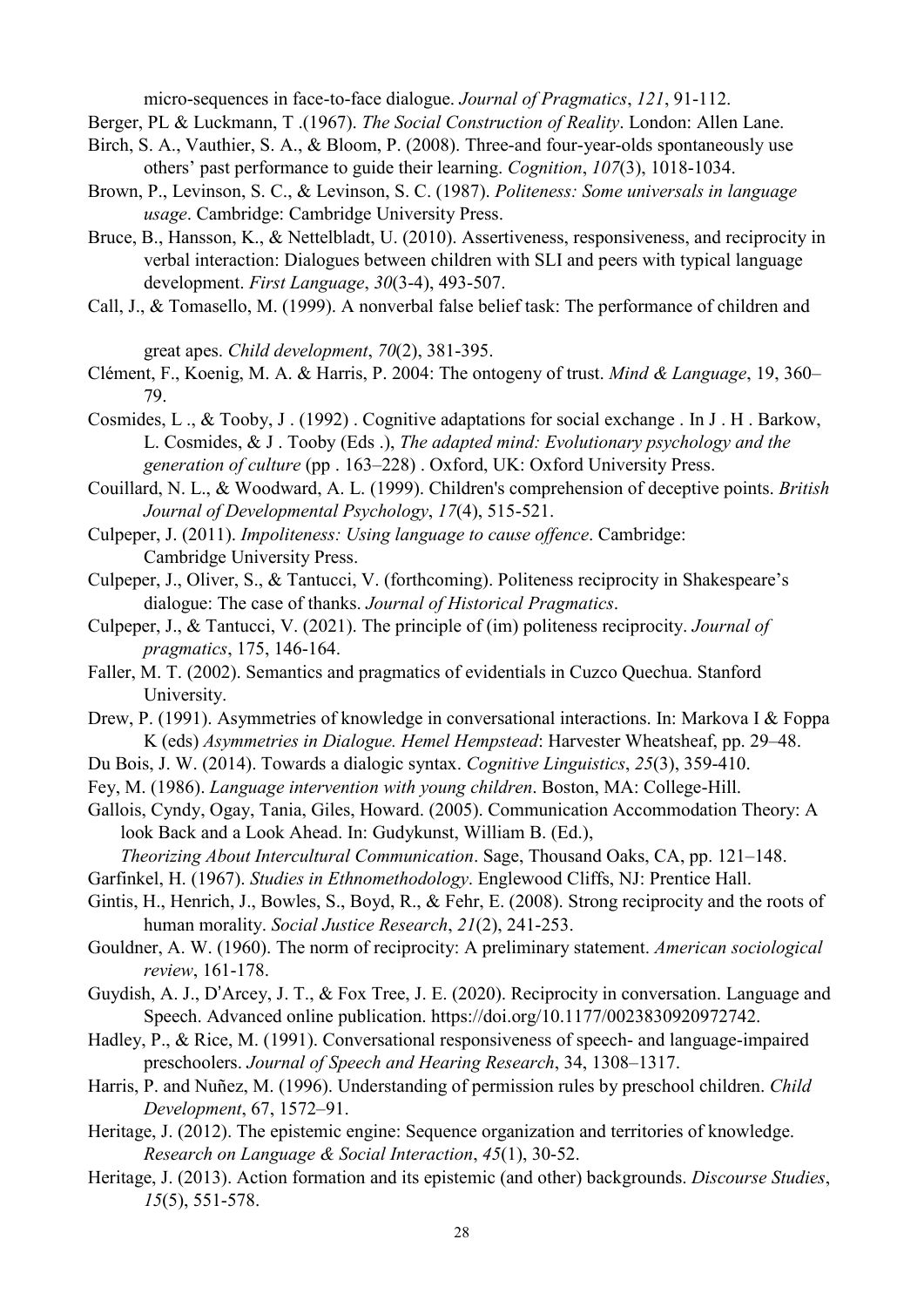micro-sequences in face-to-face dialogue. *Journal of Pragmatics*, *121*, 91-112.

Berger, PL & Luckmann, T .(1967). *The Social Construction of Reality*. London: Allen Lane.

Birch, S. A., Vauthier, S. A., & Bloom, P. (2008). Three-and four-year-olds spontaneously use others' past performance to guide their learning. *Cognition*, *107*(3), 1018-1034.

Brown, P., Levinson, S. C., & Levinson, S. C. (1987). *Politeness: Some universals in language usage*. Cambridge: Cambridge University Press.

Bruce, B., Hansson, K., & Nettelbladt, U. (2010). Assertiveness, responsiveness, and reciprocity in verbal interaction: Dialogues between children with SLI and peers with typical language development. *First Language*, *30*(3-4), 493-507.

Call, J., & Tomasello, M. (1999). A nonverbal false belief task: The performance of children and great apes. *Child development*, *70*(2), 381-395.

Clément, F., Koenig, M. A. & Harris, P. 2004: The ontogeny of trust. *Mind & Language*, 19, 360–79.

Cosmides, L ., & Tooby, J . (1992) . Cognitive adaptations for social exchange . In J . H . Barkow, L. Cosmides, & J . Tooby (Eds .), *The adapted mind: Evolutionary psychology and the generation of culture* (pp . 163–228) . Oxford, UK: Oxford University Press.

Couillard, N. L., & Woodward, A. L. (1999). Children's comprehension of deceptive points. *British Journal of Developmental Psychology*, *17*(4), 515-521.

Culpeper, J. (2011). *Impoliteness: Using language to cause offence*. Cambridge: Cambridge University Press.

Culpeper, J., Oliver, S., & Tantucci, V. (forthcoming). Politeness reciprocity in Shakespeare's dialogue: The case of thanks. *Journal of Historical Pragmatics*.

Culpeper, J., & Tantucci, V. (2021). The principle of (im) politeness reciprocity. *Journal of pragmatics*, 175, 146-164.

Faller, M. T. (2002). Semantics and pragmatics of evidentials in Cuzco Quechua. Stanford University.

Drew, P. (1991). Asymmetries of knowledge in conversational interactions. In: Markova I & Foppa K (eds) *Asymmetries in Dialogue. Hemel Hempstead*: Harvester Wheatsheaf, pp. 29–48.

Du Bois, J. W. (2014). Towards a dialogic syntax. *Cognitive Linguistics*, *25*(3), 359-410.

Fey, M. (1986). *Language intervention with young children*. Boston, MA: College-Hill.

Gallois, Cyndy, Ogay, Tania, Giles, Howard. (2005). Communication Accommodation Theory: A look Back and a Look Ahead. In: Gudykunst, William B. (Ed.), *Theorizing About Intercultural Communication*. Sage, Thousand Oaks, CA, pp. 121–148.

Garfinkel, H. (1967). *Studies in Ethnomethodology*. Englewood Cliffs, NJ: Prentice Hall.

Gintis, H., Henrich, J., Bowles, S., Boyd, R., & Fehr, E. (2008). Strong reciprocity and the roots of human morality. *Social Justice Research*, *21*(2), 241-253.

Gouldner, A. W. (1960). The norm of reciprocity: A preliminary statement. *American sociological review*, 161-178.

Guydish, A. J., D'Arcey, J. T., & Fox Tree, J. E. (2020). Reciprocity in conversation. Language and Speech. Advanced online publication. https://doi.org/10.1177/0023830920972742.

Hadley, P., & Rice, M. (1991). Conversational responsiveness of speech- and language-impaired preschoolers. *Journal of Speech and Hearing Research*, 34, 1308–1317.

Harris, P. and Nuñez, M. (1996). Understanding of permission rules by preschool children. *Child Development*, 67, 1572–91.

Heritage, J. (2012). The epistemic engine: Sequence organization and territories of knowledge. *Research on Language & Social Interaction*, *45*(1), 30-52.

Heritage, J. (2013). Action formation and its epistemic (and other) backgrounds. *Discourse Studies*, *15*(5), 551-578.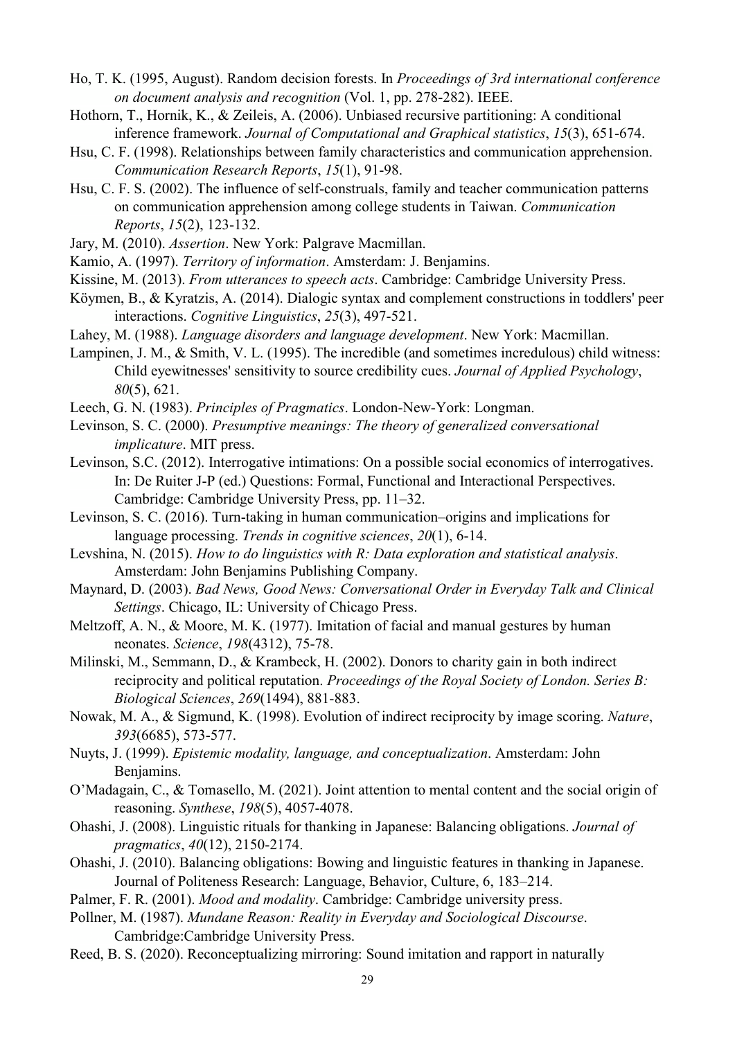Ho, T. K. (1995, August). Random decision forests. In *Proceedings of 3rd international conference on document analysis and recognition* (Vol. 1, pp. 278-282). IEEE.

Hothorn, T., Hornik, K., & Zeileis, A. (2006). Unbiased recursive partitioning: A conditional inference framework. *Journal of Computational and Graphical statistics*, *15*(3), 651-674.

Hsu, C. F. (1998). Relationships between family characteristics and communication apprehension. *Communication Research Reports*, *15*(1), 91-98.

Hsu, C. F. S. (2002). The influence of self-construals, family and teacher communication patterns on communication apprehension among college students in Taiwan. *Communication Reports*, *15*(2), 123-132.

Jary, M. (2010). *Assertion*. New York: Palgrave Macmillan.

Kamio, A. (1997). *Territory of information*. Amsterdam: J. Benjamins.

Kissine, M. (2013). *From utterances to speech acts*. Cambridge: Cambridge University Press.

Köymen, B., & Kyratzis, A. (2014). Dialogic syntax and complement constructions in toddlers' peer interactions. *Cognitive Linguistics*, *25*(3), 497-521.

Lahey, M. (1988). *Language disorders and language development*. New York: Macmillan.

Lampinen, J. M., & Smith, V. L. (1995). The incredible (and sometimes incredulous) child witness: Child eyewitnesses' sensitivity to source credibility cues. *Journal of Applied Psychology*, *80*(5), 621.

Leech, G. N. (1983). *Principles of Pragmatics*. London-New-York: Longman.

Levinson, S. C. (2000). *Presumptive meanings: The theory of generalized conversational implicature*. MIT press.

Levinson, S.C. (2012). Interrogative intimations: On a possible social economics of interrogatives. In: De Ruiter J-P (ed.) Questions: Formal, Functional and Interactional Perspectives. Cambridge: Cambridge University Press, pp. 11–32.

Levinson, S. C. (2016). Turn-taking in human communication–origins and implications for language processing. *Trends in cognitive sciences*, *20*(1), 6-14.

Levshina, N. (2015). *How to do linguistics with R: Data exploration and statistical analysis*. Amsterdam: John Benjamins Publishing Company.

Maynard, D. (2003). *Bad News, Good News: Conversational Order in Everyday Talk and Clinical Settings*. Chicago, IL: University of Chicago Press.

Meltzoff, A. N., & Moore, M. K. (1977). Imitation of facial and manual gestures by human neonates. *Science*, *198*(4312), 75-78.

Milinski, M., Semmann, D., & Krambeck, H. (2002). Donors to charity gain in both indirect reciprocity and political reputation. *Proceedings of the Royal Society of London. Series B: Biological Sciences*, *269*(1494), 881-883.

Nowak, M. A., & Sigmund, K. (1998). Evolution of indirect reciprocity by image scoring. *Nature*, *393*(6685), 573-577.

Nuyts, J. (1999). *Epistemic modality, language, and conceptualization*. Amsterdam: John Benjamins.

O'Madagain, C., & Tomasello, M. (2021). Joint attention to mental content and the social origin of reasoning. *Synthese*, *198*(5), 4057-4078.

Ohashi, J. (2008). Linguistic rituals for thanking in Japanese: Balancing obligations. *Journal of pragmatics*, *40*(12), 2150-2174.

Ohashi, J. (2010). Balancing obligations: Bowing and linguistic features in thanking in Japanese. Journal of Politeness Research: Language, Behavior, Culture, 6, 183–214.

Palmer, F. R. (2001). *Mood and modality*. Cambridge: Cambridge university press.

Pollner, M. (1987). *Mundane Reason: Reality in Everyday and Sociological Discourse*. Cambridge:Cambridge University Press.

Reed, B. S. (2020). Reconceptualizing mirroring: Sound imitation and rapport in naturally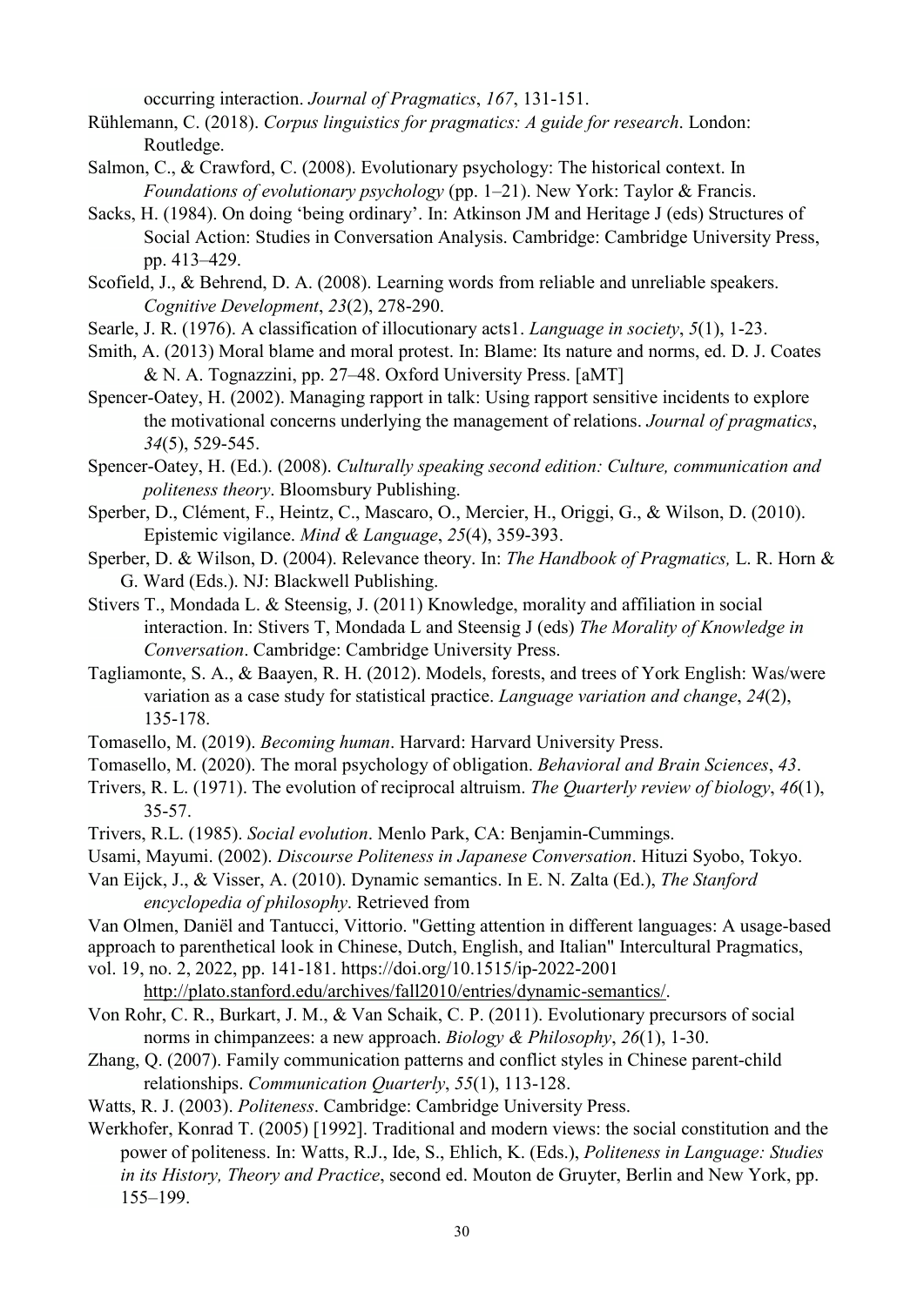occurring interaction. *Journal of Pragmatics*, *167*, 131-151.

Rühlemann, C. (2018). *Corpus linguistics for pragmatics: A guide for research*. London: Routledge.

Salmon, C., & Crawford, C. (2008). Evolutionary psychology: The historical context. In *Foundations of evolutionary psychology* (pp. 1–21). New York: Taylor & Francis.

Sacks, H. (1984). On doing 'being ordinary'. In: Atkinson JM and Heritage J (eds) Structures of Social Action: Studies in Conversation Analysis. Cambridge: Cambridge University Press, pp. 413–429.

Scofield, J., & Behrend, D. A. (2008). Learning words from reliable and unreliable speakers. *Cognitive Development*, *23*(2), 278-290.

Searle, J. R. (1976). A classification of illocutionary acts1. *Language in society*, *5*(1), 1-23.

Smith, A. (2013) Moral blame and moral protest. In: Blame: Its nature and norms, ed. D. J. Coates & N. A. Tognazzini, pp. 27–48. Oxford University Press. [aMT]

Spencer-Oatey, H. (2002). Managing rapport in talk: Using rapport sensitive incidents to explore the motivational concerns underlying the management of relations. *Journal of pragmatics*, *34*(5), 529-545.

Spencer-Oatey, H. (Ed.). (2008). *Culturally speaking second edition: Culture, communication and politeness theory*. Bloomsbury Publishing.

Sperber, D., Clément, F., Heintz, C., Mascaro, O., Mercier, H., Origgi, G., & Wilson, D. (2010). Epistemic vigilance. *Mind & Language*, *25*(4), 359-393.

Sperber, D. & Wilson, D. (2004). Relevance theory. In: *The Handbook of Pragmatics,* L. R. Horn & G. Ward (Eds.). NJ: Blackwell Publishing.

Stivers T., Mondada L. & Steensig, J. (2011) Knowledge, morality and affiliation in social interaction. In: Stivers T, Mondada L and Steensig J (eds) *The Morality of Knowledge in Conversation*. Cambridge: Cambridge University Press.

Tagliamonte, S. A., & Baayen, R. H. (2012). Models, forests, and trees of York English: Was/were variation as a case study for statistical practice. *Language variation and change*, *24*(2), 135-178.

Tomasello, M. (2019). *Becoming human*. Harvard: Harvard University Press.

Tomasello, M. (2020). The moral psychology of obligation. *Behavioral and Brain Sciences*, *43*.

Trivers, R. L. (1971). The evolution of reciprocal altruism. *The Quarterly review of biology*, *46*(1), 35-57.

Trivers, R.L. (1985). *Social evolution*. Menlo Park, CA: Benjamin-Cummings.

Usami, Mayumi. (2002). *Discourse Politeness in Japanese Conversation*. Hituzi Syobo, Tokyo.

Van Eijck, J., & Visser, A. (2010). Dynamic semantics. In E. N. Zalta (Ed.), *The Stanford encyclopedia of philosophy*. Retrieved from

Van Olmen, Daniël and Tantucci, Vittorio. "Getting attention in different languages: A usage-based approach to parenthetical look in Chinese, Dutch, English, and Italian" Intercultural Pragmatics, vol. 19, no. 2, 2022, pp. 141-181. https://doi.org/10.1515/ip-2022-2001

http://plato.stanford.edu/archives/fall2010/entries/dynamic-semantics/.

Von Rohr, C. R., Burkart, J. M., & Van Schaik, C. P. (2011). Evolutionary precursors of social norms in chimpanzees: a new approach. *Biology & Philosophy*, *26*(1), 1-30.

Zhang, Q. (2007). Family communication patterns and conflict styles in Chinese parent-child relationships. *Communication Quarterly*, *55*(1), 113-128.

Watts, R. J. (2003). *Politeness*. Cambridge: Cambridge University Press.

Werkhofer, Konrad T. (2005) [1992]. Traditional and modern views: the social constitution and the power of politeness. In: Watts, R.J., Ide, S., Ehlich, K. (Eds.), *Politeness in Language: Studies in its History, Theory and Practice*, second ed. Mouton de Gruyter, Berlin and New York, pp. 155–199.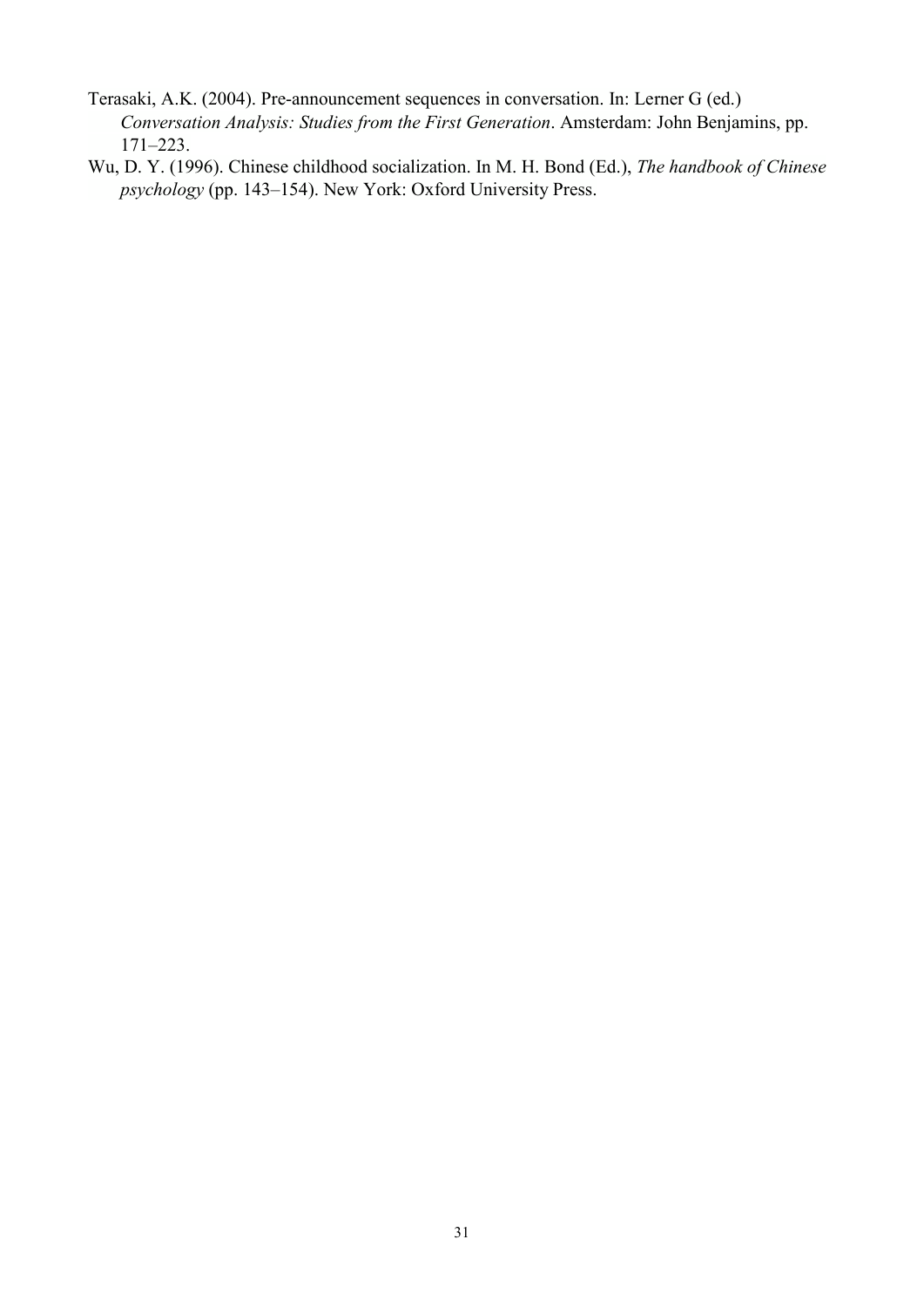Terasaki, A.K. (2004). Pre-announcement sequences in conversation. In: Lerner G (ed.) *Conversation Analysis: Studies from the First Generation*. Amsterdam: John Benjamins, pp. 171–223.

Wu, D. Y. (1996). Chinese childhood socialization. In M. H. Bond (Ed.), *The handbook of Chinese psychology* (pp. 143–154). New York: Oxford University Press.